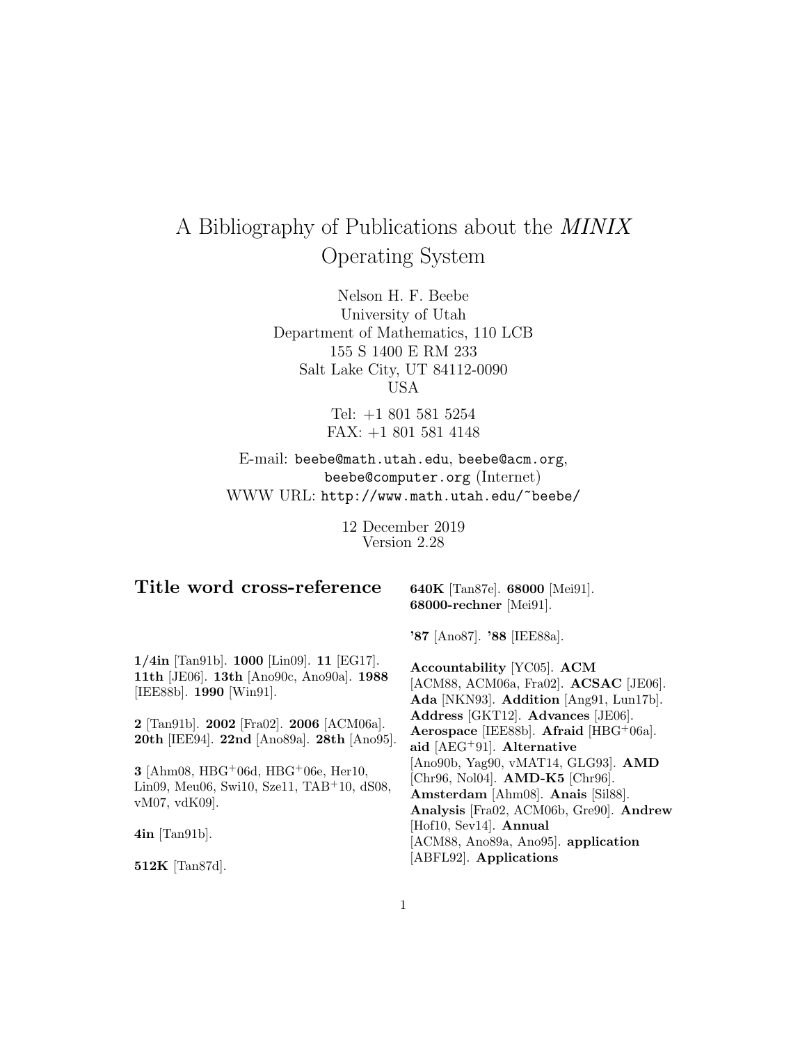# A Bibliography of Publications about the *MINIX* Operating System

Nelson H. F. Beebe
University of Utah
Department of Mathematics, 110 LCB
155 S 1400 E RM 233
Salt Lake City, UT 84112-0090
USA

Tel: +1 801 581 5254
FAX: +1 801 581 4148

E-mail: `beebe@math.utah.edu`, `beebe@acm.org`, `beebe@computer.org` (Internet)
WWW URL: `http://www.math.utah.edu/~beebe/`

12 December 2019
Version 2.28

## Title word cross-reference

**1/4in** [Tan91b]. **1000** [Lin09]. **11** [EG17]. **11th** [JE06]. **13th** [Ano90c, Ano90a]. **1988** [IEE88b]. **1990** [Win91].

**2** [Tan91b]. **2002** [Fra02]. **2006** [ACM06a]. **20th** [IEE94]. **22nd** [Ano89a]. **28th** [Ano95].

**3** [Ahm08, HBG+06d, HBG+06e, Her10, Lin09, Meu06, Swi10, Sze11, TAB+10, dS08, vM07, vdK09].

**4in** [Tan91b].

**512K** [Tan87d].

**640K** [Tan87e]. **68000** [Mei91]. **68000-rechner** [Mei91].

**'87** [Ano87]. **'88** [IEE88a].

**Accountability** [YC05]. **ACM** [ACM88, ACM06a, Fra02]. **ACSAC** [JE06]. **Ada** [NKN93]. **Addition** [Ang91, Lun17b]. **Address** [GKT12]. **Advances** [JE06]. **Aerospace** [IEE88b]. **Afraid** [HBG+06a]. **aid** [AEG+91]. **Alternative** [Ano90b, Yag90, vMAT14, GLG93]. **AMD** [Chr96, Nol04]. **AMD-K5** [Chr96]. **Amsterdam** [Ahm08]. **Anais** [Sil88]. **Analysis** [Fra02, ACM06b, Gre90]. **Andrew** [Hof10, Sev14]. **Annual** [ACM88, Ano89a, Ano95]. **application** [ABFL92]. **Applications**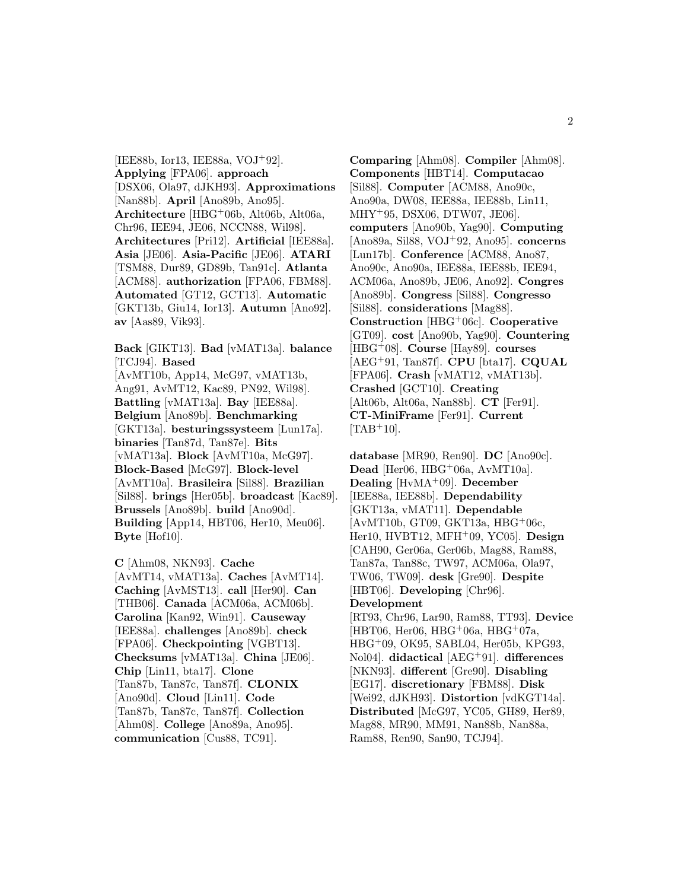[IEE88b, Ior13, IEE88a, VOJ[+]92]. **Applying** [FPA06]. **approach** [DSX06, Ola97, dJKH93]. **Approximations** [Nan88b]. **April** [Ano89b, Ano95]. **Architecture** [HBG[+]06b, Alt06b, Alt06a, Chr96, IEE94, JE06, NCCN88, Wil98]. **Architectures** [Pri12]. **Artificial** [IEE88a]. **Asia** [JE06]. **Asia-Pacific** [JE06]. **ATARI** [TSM88, Dur89, GD89b, Tan91c]. **Atlanta** [ACM88]. **authorization** [FPA06, FBM88]. **Automated** [GT12, GCT13]. **Automatic** [GKT13b, Giu14, Ior13]. **Autumn** [Ano92]. **av** [Aas89, Vik93].

**Back** [GIKT13]. **Bad** [vMAT13a]. **balance** [TCJ94]. **Based** [AvMT10b, App14, McG97, vMAT13b, Ang91, AvMT12, Kac89, PN92, Wil98]. **Battling** [vMAT13a]. **Bay** [IEE88a]. **Belgium** [Ano89b]. **Benchmarking** [GKT13a]. **besturingssysteem** [Lun17a]. **binaries** [Tan87d, Tan87e]. **Bits** [vMAT13a]. **Block** [AvMT10a, McG97]. **Block-Based** [McG97]. **Block-level** [AvMT10a]. **Brasileira** [Sil88]. **Brazilian** [Sil88]. **brings** [Her05b]. **broadcast** [Kac89]. **Brussels** [Ano89b]. **build** [Ano90d]. **Building** [App14, HBT06, Her10, Meu06]. **Byte** [Hof10].

**C** [Ahm08, NKN93]. **Cache** [AvMT14, vMAT13a]. **Caches** [AvMT14]. **Caching** [AvMST13]. **call** [Her90]. **Can** [THB06]. **Canada** [ACM06a, ACM06b]. **Carolina** [Kan92, Win91]. **Causeway** [IEE88a]. **challenges** [Ano89b]. **check** [FPA06]. **Checkpointing** [VGBT13]. **Checksums** [vMAT13a]. **China** [JE06]. **Chip** [Lin11, bta17]. **Clone** [Tan87b, Tan87c, Tan87f]. **CLONIX** [Ano90d]. **Cloud** [Lin11]. **Code** [Tan87b, Tan87c, Tan87f]. **Collection** [Ahm08]. **College** [Ano89a, Ano95]. **communication** [Cus88, TC91]. **Comparing** [Ahm08]. **Compiler** [Ahm08]. **Components** [HBT14]. **Computacao** [Sil88]. **Computer** [ACM88, Ano90c, Ano90a, DW08, IEE88a, IEE88b, Lin11, MHY[+]95, DSX06, DTW07, JE06]. **computers** [Ano90b, Yag90]. **Computing** [Ano89a, Sil88, VOJ[+]92, Ano95]. **concerns** [Lun17b]. **Conference** [ACM88, Ano87, Ano90c, Ano90a, IEE88a, IEE88b, IEE94, ACM06a, Ano89b, JE06, Ano92]. **Congres** [Ano89b]. **Congress** [Sil88]. **Congresso** [Sil88]. **considerations** [Mag88]. **Construction** [HBG[+]06c]. **Cooperative** [GT09]. **cost** [Ano90b, Yag90]. **Countering** [HBG[+]08]. **Course** [Hay89]. **courses** [AEG[+]91, Tan87f]. **CPU** [bta17]. **CQUAL** [FPA06]. **Crash** [vMAT12, vMAT13b]. **Crashed** [GCT10]. **Creating** [Alt06b, Alt06a, Nan88b]. **CT** [Fer91]. **CT-MiniFrame** [Fer91]. **Current** [TAB[+]10].

**database** [MR90, Ren90]. **DC** [Ano90c]. **Dead** [Her06, HBG[+]06a, AvMT10a]. **Dealing** [HvMA[+]09]. **December** [IEE88a, IEE88b]. **Dependability** [GKT13a, vMAT11]. **Dependable** [AvMT10b, GT09, GKT13a, HBG[+]06c, Her10, HVBT12, MFH[+]09, YC05]. **Design** [CAH90, Ger06a, Ger06b, Mag88, Ram88, Tan87a, Tan88c, TW97, ACM06a, Ola97, TW06, TW09]. **desk** [Gre90]. **Despite** [HBT06]. **Developing** [Chr96]. **Development** [RT93, Chr96, Lar90, Ram88, TT93]. **Device** [HBT06, Her06, HBG[+]06a, HBG[+]07a, HBG[+]09, OK95, SABL04, Her05b, KPG93, Nol04]. **didactical** [AEG[+]91]. **differences** [NKN93]. **different** [Gre90]. **Disabling** [EG17]. **discretionary** [FBM88]. **Disk** [Wei92, dJKH93]. **Distortion** [vdKGT14a]. **Distributed** [McG97, YC05, GH89, Her89, Mag88, MR90, MM91, Nan88b, Nan88a, Ram88, Ren90, San90, TCJ94].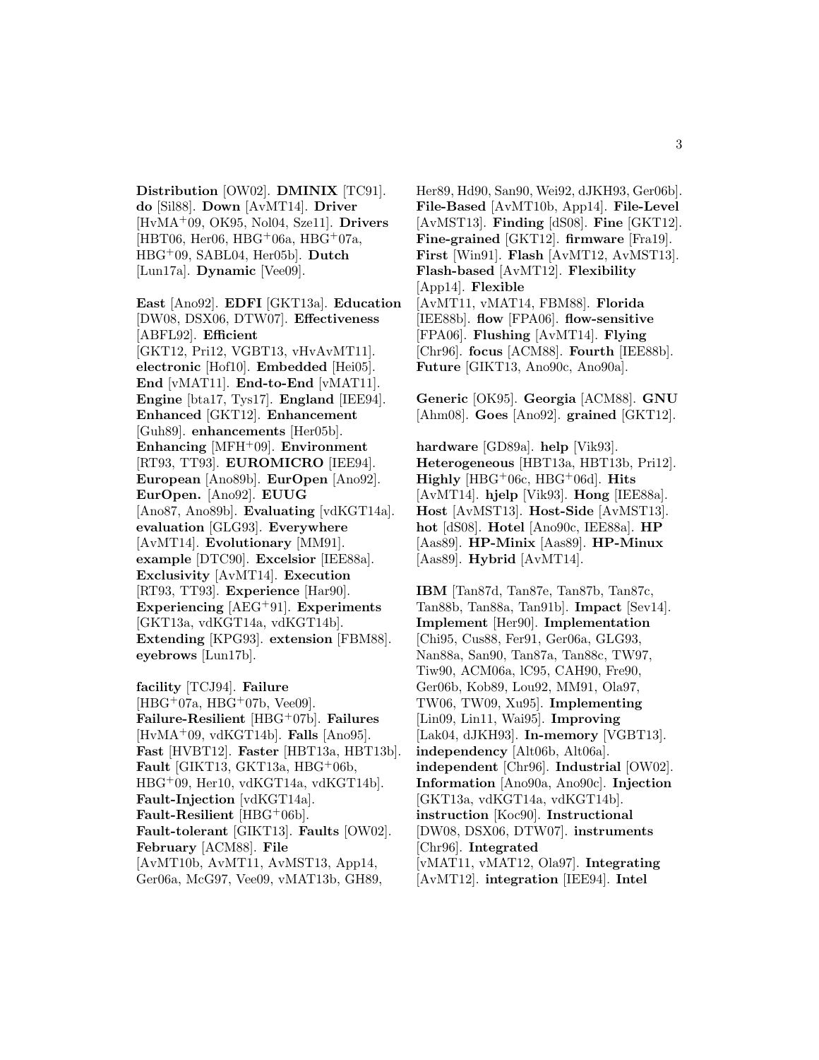**Distribution** [OW02]. **DMINIX** [TC91]. **do** [Sil88]. **Down** [AvMT14]. **Driver** [HvMA+09, OK95, Nol04, Sze11]. **Drivers** [HBT06, Her06, HBG+06a, HBG+07a, HBG+09, SABL04, Her05b]. **Dutch** [Lun17a]. **Dynamic** [Vee09].

**East** [Ano92]. **EDFI** [GKT13a]. **Education** [DW08, DSX06, DTW07]. **Effectiveness** [ABFL92]. **Efficient** [GKT12, Pri12, VGBT13, vHvAvMT11]. **electronic** [Hof10]. **Embedded** [Hei05]. **End** [vMAT11]. **End-to-End** [vMAT11]. **Engine** [bta17, Tys17]. **England** [IEE94]. **Enhanced** [GKT12]. **Enhancement** [Guh89]. **enhancements** [Her05b]. **Enhancing** [MFH+09]. **Environment** [RT93, TT93]. **EUROMICRO** [IEE94]. **European** [Ano89b]. **EurOpen** [Ano92]. **EurOpen.** [Ano92]. **EUUG** [Ano87, Ano89b]. **Evaluating** [vdKGT14a]. **evaluation** [GLG93]. **Everywhere** [AvMT14]. **Evolutionary** [MM91]. **example** [DTC90]. **Excelsior** [IEE88a]. **Exclusivity** [AvMT14]. **Execution** [RT93, TT93]. **Experience** [Har90]. **Experiencing** [AEG+91]. **Experiments** [GKT13a, vdKGT14a, vdKGT14b]. **Extending** [KPG93]. **extension** [FBM88]. **eyebrows** [Lun17b].

**facility** [TCJ94]. **Failure** [HBG+07a, HBG+07b, Vee09]. **Failure-Resilient** [HBG+07b]. **Failures** [HvMA+09, vdKGT14b]. **Falls** [Ano95]. **Fast** [HVBT12]. **Faster** [HBT13a, HBT13b]. **Fault** [GIKT13, GKT13a, HBG+06b, HBG+09, Her10, vdKGT14a, vdKGT14b]. **Fault-Injection** [vdKGT14a]. **Fault-Resilient** [HBG+06b]. **Fault-tolerant** [GIKT13]. **Faults** [OW02]. **February** [ACM88]. **File** [AvMT10b, AvMT11, AvMST13, App14, Ger06a, McG97, Vee09, vMAT13b, GH89, Her89, Hd90, San90, Wei92, dJKH93, Ger06b]. **File-Based** [AvMT10b, App14]. **File-Level** [AvMST13]. **Finding** [dS08]. **Fine** [GKT12]. **Fine-grained** [GKT12]. **firmware** [Fra19]. **First** [Win91]. **Flash** [AvMT12, AvMST13]. **Flash-based** [AvMT12]. **Flexibility** [App14]. **Flexible** [AvMT11, vMAT14, FBM88]. **Florida** [IEE88b]. **flow** [FPA06]. **flow-sensitive** [FPA06]. **Flushing** [AvMT14]. **Flying** [Chr96]. **focus** [ACM88]. **Fourth** [IEE88b]. **Future** [GIKT13, Ano90c, Ano90a].

**Generic** [OK95]. **Georgia** [ACM88]. **GNU** [Ahm08]. **Goes** [Ano92]. **grained** [GKT12].

**hardware** [GD89a]. **help** [Vik93]. **Heterogeneous** [HBT13a, HBT13b, Pri12]. **Highly** [HBG+06c, HBG+06d]. **Hits** [AvMT14]. **hjelp** [Vik93]. **Hong** [IEE88a]. **Host** [AvMST13]. **Host-Side** [AvMST13]. **hot** [dS08]. **Hotel** [Ano90c, IEE88a]. **HP** [Aas89]. **HP-Minix** [Aas89]. **HP-Minux** [Aas89]. **Hybrid** [AvMT14].

**IBM** [Tan87d, Tan87e, Tan87b, Tan87c, Tan88b, Tan88a, Tan91b]. **Impact** [Sev14]. **Implement** [Her90]. **Implementation** [Chi95, Cus88, Fer91, Ger06a, GLG93, Nan88a, San90, Tan87a, Tan88c, TW97, Tiw90, ACM06a, lC95, CAH90, Fre90, Ger06b, Kob89, Lou92, MM91, Ola97, TW06, TW09, Xu95]. **Implementing** [Lin09, Lin11, Wai95]. **Improving** [Lak04, dJKH93]. **In-memory** [VGBT13]. **independency** [Alt06b, Alt06a]. **independent** [Chr96]. **Industrial** [OW02]. **Information** [Ano90a, Ano90c]. **Injection** [GKT13a, vdKGT14a, vdKGT14b]. **instruction** [Koc90]. **Instructional** [DW08, DSX06, DTW07]. **instruments** [Chr96]. **Integrated** [vMAT11, vMAT12, Ola97]. **Integrating** [AvMT12]. **integration** [IEE94]. **Intel**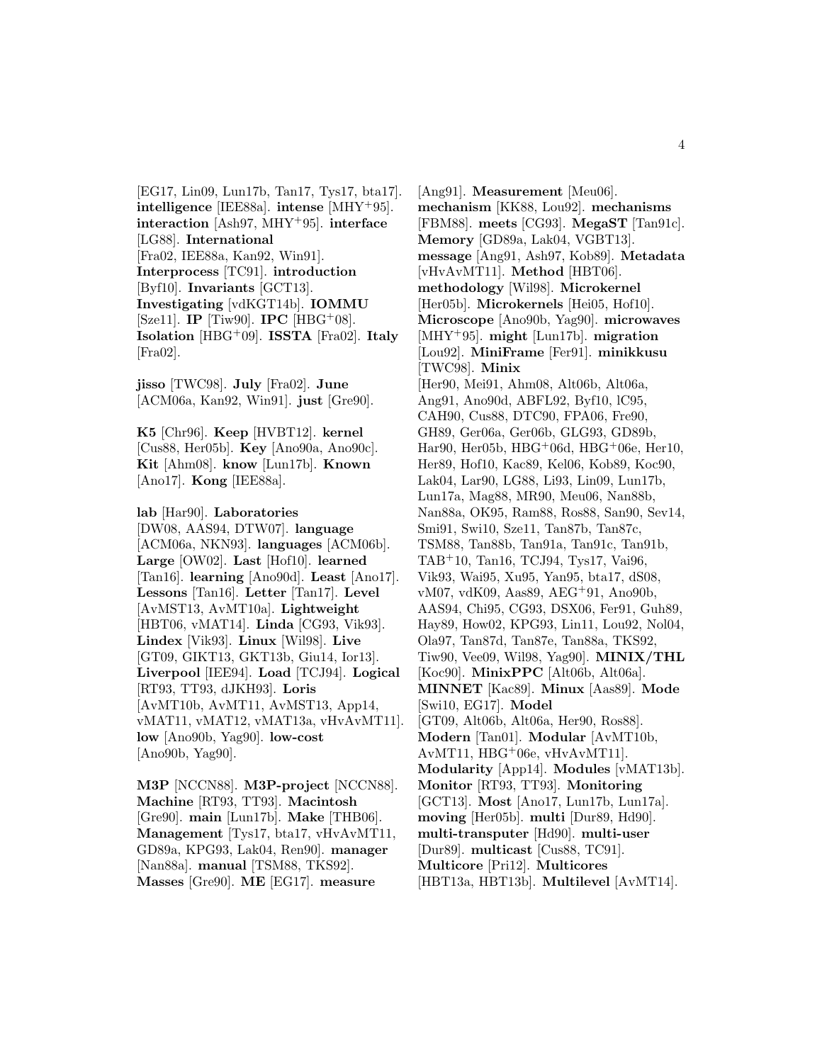[EG17, Lin09, Lun17b, Tan17, Tys17, bta17]. **intelligence** [IEE88a]. **intense** [MHY+95]. **interaction** [Ash97, MHY+95]. **interface** [LG88]. **International** [Fra02, IEE88a, Kan92, Win91]. **Interprocess** [TC91]. **introduction** [Byf10]. **Invariants** [GCT13]. **Investigating** [vdKGT14b]. **IOMMU** [Sze11]. **IP** [Tiw90]. **IPC** [HBG+08]. **Isolation** [HBG+09]. **ISSTA** [Fra02]. **Italy** [Fra02].

**jisso** [TWC98]. **July** [Fra02]. **June** [ACM06a, Kan92, Win91]. **just** [Gre90].

**K5** [Chr96]. **Keep** [HVBT12]. **kernel** [Cus88, Her05b]. **Key** [Ano90a, Ano90c]. **Kit** [Ahm08]. **know** [Lun17b]. **Known** [Ano17]. **Kong** [IEE88a].

**lab** [Har90]. **Laboratories** [DW08, AAS94, DTW07]. **language** [ACM06a, NKN93]. **languages** [ACM06b]. **Large** [OW02]. **Last** [Hof10]. **learned** [Tan16]. **learning** [Ano90d]. **Least** [Ano17]. **Lessons** [Tan16]. **Letter** [Tan17]. **Level** [AvMST13, AvMT10a]. **Lightweight** [HBT06, vMAT14]. **Linda** [CG93, Vik93]. **Lindex** [Vik93]. **Linux** [Wil98]. **Live** [GT09, GIKT13, GKT13b, Giu14, Ior13]. **Liverpool** [IEE94]. **Load** [TCJ94]. **Logical** [RT93, TT93, dJKH93]. **Loris** [AvMT10b, AvMT11, AvMST13, App14, vMAT11, vMAT12, vMAT13a, vHvAvMT11]. **low** [Ano90b, Yag90]. **low-cost** [Ano90b, Yag90].

**M3P** [NCCN88]. **M3P-project** [NCCN88]. **Machine** [RT93, TT93]. **Macintosh** [Gre90]. **main** [Lun17b]. **Make** [THB06]. **Management** [Tys17, bta17, vHvAvMT11, GD89a, KPG93, Lak04, Ren90]. **manager** [Nan88a]. **manual** [TSM88, TKS92]. **Masses** [Gre90]. **ME** [EG17]. **measure** [Ang91]. **Measurement** [Meu06]. **mechanism** [KK88, Lou92]. **mechanisms** [FBM88]. **meets** [CG93]. **MegaST** [Tan91c]. **Memory** [GD89a, Lak04, VGBT13]. **message** [Ang91, Ash97, Kob89]. **Metadata** [vHvAvMT11]. **Method** [HBT06]. **methodology** [Wil98]. **Microkernel** [Her05b]. **Microkernels** [Hei05, Hof10]. **Microscope** [Ano90b, Yag90]. **microwaves** [MHY+95]. **might** [Lun17b]. **migration** [Lou92]. **MiniFrame** [Fer91]. **minikkusu** [TWC98]. **Minix** [Her90, Mei91, Ahm08, Alt06b, Alt06a, Ang91, Ano90d, ABFL92, Byf10, lC95, CAH90, Cus88, DTC90, FPA06, Fre90, GH89, Ger06a, Ger06b, GLG93, GD89b, Har90, Her05b, HBG+06d, HBG+06e, Her10, Her89, Hof10, Kac89, Kel06, Kob89, Koc90, Lak04, Lar90, LG88, Li93, Lin09, Lun17b, Lun17a, Mag88, MR90, Meu06, Nan88b, Nan88a, OK95, Ram88, Ros88, San90, Sev14, Smi91, Swi10, Sze11, Tan87b, Tan87c, TSM88, Tan88b, Tan91a, Tan91c, Tan91b, TAB+10, Tan16, TCJ94, Tys17, Vai96, Vik93, Wai95, Xu95, Yan95, bta17, dS08, vM07, vdK09, Aas89, AEG+91, Ano90b, AAS94, Chi95, CG93, DSX06, Fer91, Guh89, Hay89, How02, KPG93, Lin11, Lou92, Nol04, Ola97, Tan87d, Tan87e, Tan88a, TKS92, Tiw90, Vee09, Wil98, Yag90]. **MINIX/THL** [Koc90]. **MinixPPC** [Alt06b, Alt06a]. **MINNET** [Kac89]. **Minux** [Aas89]. **Mode** [Swi10, EG17]. **Model** [GT09, Alt06b, Alt06a, Her90, Ros88]. **Modern** [Tan01]. **Modular** [AvMT10b, AvMT11, HBG+06e, vHvAvMT11]. **Modularity** [App14]. **Modules** [vMAT13b]. **Monitor** [RT93, TT93]. **Monitoring** [GCT13]. **Most** [Ano17, Lun17b, Lun17a]. **moving** [Her05b]. **multi** [Dur89, Hd90]. **multi-transputer** [Hd90]. **multi-user** [Dur89]. **multicast** [Cus88, TC91]. **Multicore** [Pri12]. **Multicores** [HBT13a, HBT13b]. **Multilevel** [AvMT14].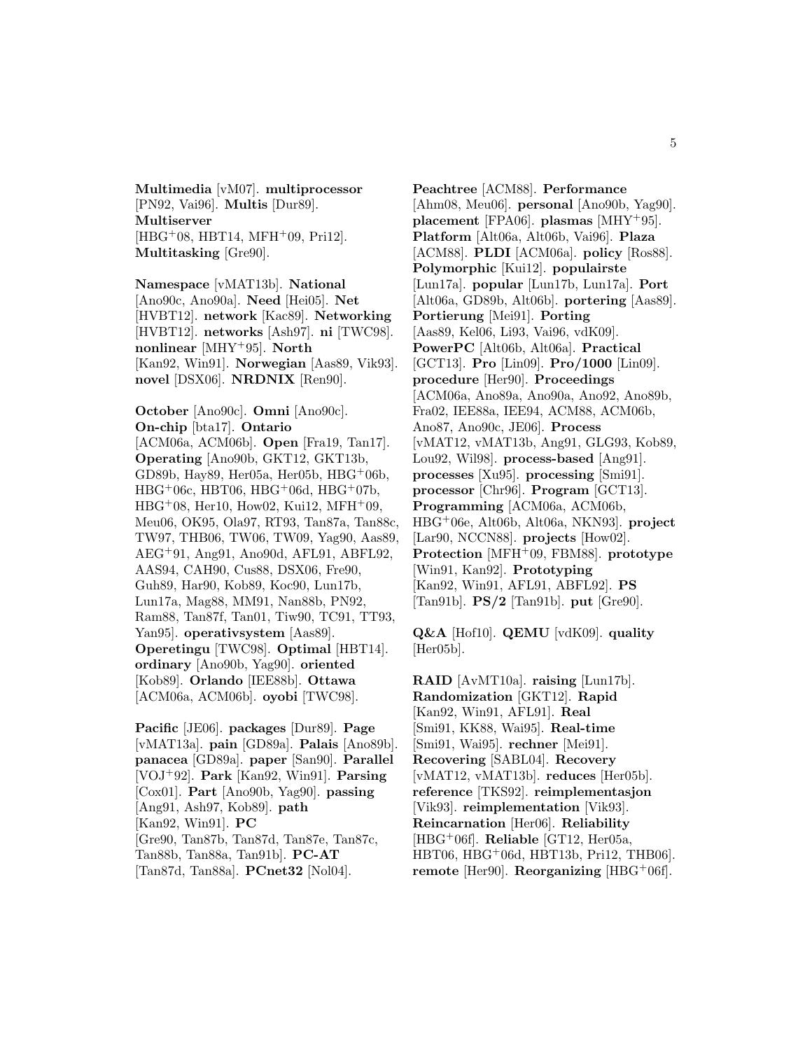**Multimedia** [vM07]. **multiprocessor** [PN92, Vai96]. **Multis** [Dur89]. **Multiserver** [HBG+08, HBT14, MFH+09, Pri12]. **Multitasking** [Gre90].

**Namespace** [vMAT13b]. **National** [Ano90c, Ano90a]. **Need** [Hei05]. **Net** [HVBT12]. **network** [Kac89]. **Networking** [HVBT12]. **networks** [Ash97]. **ni** [TWC98]. **nonlinear** [MHY+95]. **North** [Kan92, Win91]. **Norwegian** [Aas89, Vik93]. **novel** [DSX06]. **NRDNIX** [Ren90].

**October** [Ano90c]. **Omni** [Ano90c]. **On-chip** [bta17]. **Ontario** [ACM06a, ACM06b]. **Open** [Fra19, Tan17]. **Operating** [Ano90b, GKT12, GKT13b, GD89b, Hay89, Her05a, Her05b, HBG+06b, HBG+06c, HBT06, HBG+06d, HBG+07b, HBG+08, Her10, How02, Kui12, MFH+09, Meu06, OK95, Ola97, RT93, Tan87a, Tan88c, TW97, THB06, TW06, TW09, Yag90, Aas89, AEG+91, Ang91, Ano90d, AFL91, ABFL92, AAS94, CAH90, Cus88, DSX06, Fre90, Guh89, Har90, Kob89, Koc90, Lun17b, Lun17a, Mag88, MM91, Nan88b, PN92, Ram88, Tan87f, Tan01, Tiw90, TC91, TT93, Yan95]. **operativsystem** [Aas89]. **Operetingu** [TWC98]. **Optimal** [HBT14]. **ordinary** [Ano90b, Yag90]. **oriented** [Kob89]. **Orlando** [IEE88b]. **Ottawa** [ACM06a, ACM06b]. **oyobi** [TWC98].

**Pacific** [JE06]. **packages** [Dur89]. **Page** [vMAT13a]. **pain** [GD89a]. **Palais** [Ano89b]. **panacea** [GD89a]. **paper** [San90]. **Parallel** [VOJ+92]. **Park** [Kan92, Win91]. **Parsing** [Cox01]. **Part** [Ano90b, Yag90]. **passing** [Ang91, Ash97, Kob89]. **path** [Kan92, Win91]. **PC** [Gre90, Tan87b, Tan87d, Tan87e, Tan87c, Tan88b, Tan88a, Tan91b]. **PC-AT** [Tan87d, Tan88a]. **PCnet32** [Nol04].

**Peachtree** [ACM88]. **Performance** [Ahm08, Meu06]. **personal** [Ano90b, Yag90]. **placement** [FPA06]. **plasmas** [MHY+95]. **Platform** [Alt06a, Alt06b, Vai96]. **Plaza** [ACM88]. **PLDI** [ACM06a]. **policy** [Ros88]. **Polymorphic** [Kui12]. **populairste** [Lun17a]. **popular** [Lun17b, Lun17a]. **Port** [Alt06a, GD89b, Alt06b]. **portering** [Aas89]. **Portierung** [Mei91]. **Porting** [Aas89, Kel06, Li93, Vai96, vdK09]. **PowerPC** [Alt06b, Alt06a]. **Practical** [GCT13]. **Pro** [Lin09]. **Pro/1000** [Lin09]. **procedure** [Her90]. **Proceedings** [ACM06a, Ano89a, Ano90a, Ano92, Ano89b, Fra02, IEE88a, IEE94, ACM88, ACM06b, Ano87, Ano90c, JE06]. **Process** [vMAT12, vMAT13b, Ang91, GLG93, Kob89, Lou92, Wil98]. **process-based** [Ang91]. **processes** [Xu95]. **processing** [Smi91]. **processor** [Chr96]. **Program** [GCT13]. **Programming** [ACM06a, ACM06b, HBG+06e, Alt06b, Alt06a, NKN93]. **project** [Lar90, NCCN88]. **projects** [How02]. **Protection** [MFH+09, FBM88]. **prototype** [Win91, Kan92]. **Prototyping** [Kan92, Win91, AFL91, ABFL92]. **PS** [Tan91b]. **PS/2** [Tan91b]. **put** [Gre90].

**Q&A** [Hof10]. **QEMU** [vdK09]. **quality** [Her05b].

**RAID** [AvMT10a]. **raising** [Lun17b]. **Randomization** [GKT12]. **Rapid** [Kan92, Win91, AFL91]. **Real** [Smi91, KK88, Wai95]. **Real-time** [Smi91, Wai95]. **rechner** [Mei91]. **Recovering** [SABL04]. **Recovery** [vMAT12, vMAT13b]. **reduces** [Her05b]. **reference** [TKS92]. **reimplementasjon** [Vik93]. **reimplementation** [Vik93]. **Reincarnation** [Her06]. **Reliability** [HBG+06f]. **Reliable** [GT12, Her05a, HBT06, HBG+06d, HBT13b, Pri12, THB06]. **remote** [Her90]. **Reorganizing** [HBG+06f].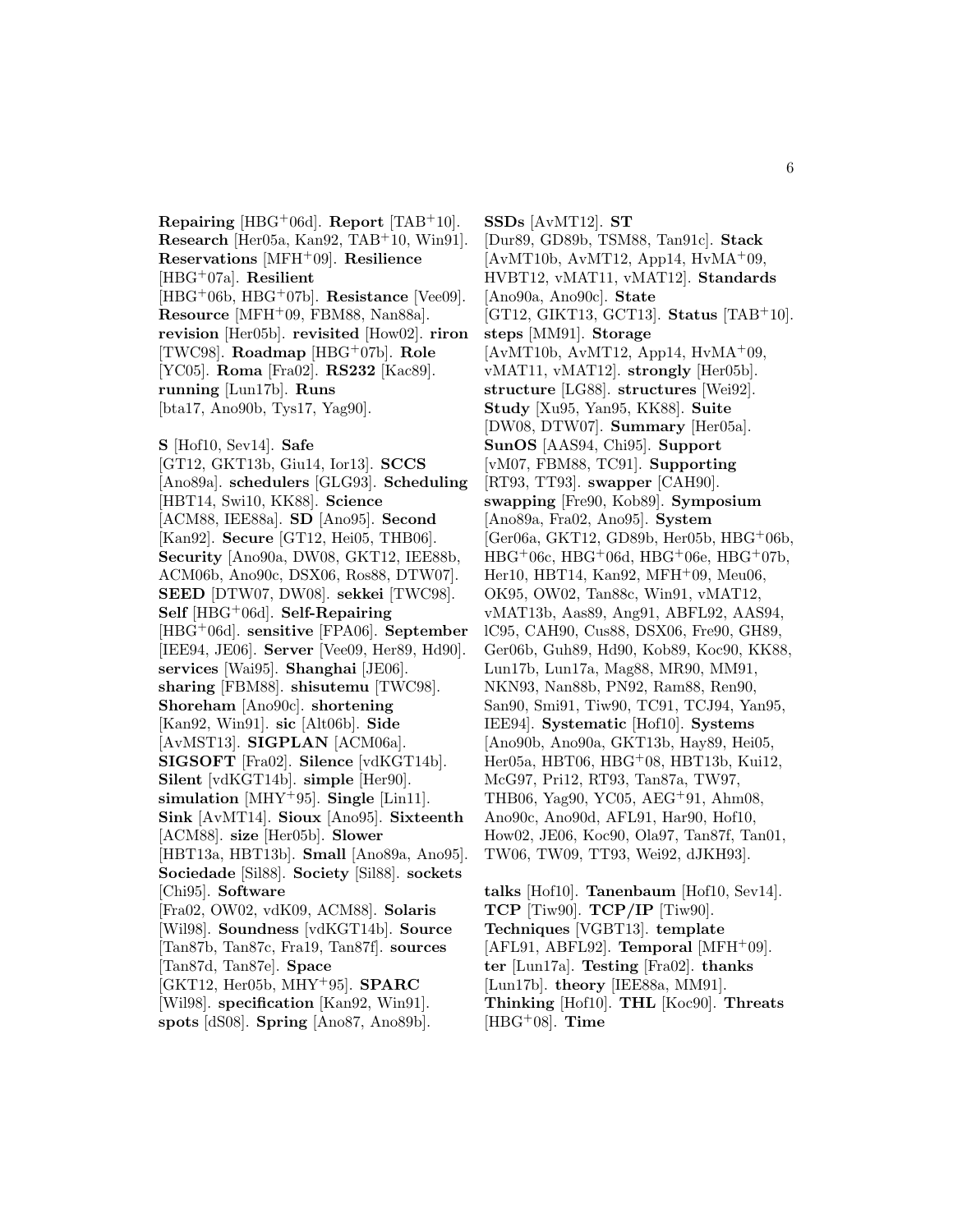**Repairing** [HBG[+]06d]. **Report** [TAB[+]10]. **Research** [Her05a, Kan92, TAB[+]10, Win91]. **Reservations** [MFH[+]09]. **Resilience** [HBG[+]07a]. **Resilient** [HBG[+]06b, HBG[+]07b]. **Resistance** [Vee09]. **Resource** [MFH[+]09, FBM88, Nan88a]. **revision** [Her05b]. **revisited** [How02]. **riron** [TWC98]. **Roadmap** [HBG[+]07b]. **Role** [YC05]. **Roma** [Fra02]. **RS232** [Kac89]. **running** [Lun17b]. **Runs** [bta17, Ano90b, Tys17, Yag90].

**S** [Hof10, Sev14]. **Safe** [GT12, GKT13b, Giu14, Ior13]. **SCCS** [Ano89a]. **schedulers** [GLG93]. **Scheduling** [HBT14, Swi10, KK88]. **Science** [ACM88, IEE88a]. **SD** [Ano95]. **Second** [Kan92]. **Secure** [GT12, Hei05, THB06]. **Security** [Ano90a, DW08, GKT12, IEE88b, ACM06b, Ano90c, DSX06, Ros88, DTW07]. **SEED** [DTW07, DW08]. **sekkei** [TWC98]. **Self** [HBG[+]06d]. **Self-Repairing** [HBG[+]06d]. **sensitive** [FPA06]. **September** [IEE94, JE06]. **Server** [Vee09, Her89, Hd90]. **services** [Wai95]. **Shanghai** [JE06]. **sharing** [FBM88]. **shisutemu** [TWC98]. **Shoreham** [Ano90c]. **shortening** [Kan92, Win91]. **sic** [Alt06b]. **Side** [AvMST13]. **SIGPLAN** [ACM06a]. **SIGSOFT** [Fra02]. **Silence** [vdKGT14b]. **Silent** [vdKGT14b]. **simple** [Her90]. **simulation** [MHY[+]95]. **Single** [Lin11]. **Sink** [AvMT14]. **Sioux** [Ano95]. **Sixteenth** [ACM88]. **size** [Her05b]. **Slower** [HBT13a, HBT13b]. **Small** [Ano89a, Ano95]. **Sociedade** [Sil88]. **Society** [Sil88]. **sockets** [Chi95]. **Software** [Fra02, OW02, vdK09, ACM88]. **Solaris** [Wil98]. **Soundness** [vdKGT14b]. **Source** [Tan87b, Tan87c, Fra19, Tan87f]. **sources** [Tan87d, Tan87e]. **Space** [GKT12, Her05b, MHY[+]95]. **SPARC** [Wil98]. **specification** [Kan92, Win91]. **spots** [dS08]. **Spring** [Ano87, Ano89b].

**SSDs** [AvMT12]. **ST** [Dur89, GD89b, TSM88, Tan91c]. **Stack** [AvMT10b, AvMT12, App14, HvMA[+]09, HVBT12, vMAT11, vMAT12]. **Standards** [Ano90a, Ano90c]. **State** [GT12, GIKT13, GCT13]. **Status** [TAB[+]10]. **steps** [MM91]. **Storage** [AvMT10b, AvMT12, App14, HvMA[+]09, vMAT11, vMAT12]. **strongly** [Her05b]. **structure** [LG88]. **structures** [Wei92]. **Study** [Xu95, Yan95, KK88]. **Suite** [DW08, DTW07]. **Summary** [Her05a]. **SunOS** [AAS94, Chi95]. **Support** [vM07, FBM88, TC91]. **Supporting** [RT93, TT93]. **swapper** [CAH90]. **swapping** [Fre90, Kob89]. **Symposium** [Ano89a, Fra02, Ano95]. **System** [Ger06a, GKT12, GD89b, Her05b, HBG[+]06b, HBG[+]06c, HBG[+]06d, HBG[+]06e, HBG[+]07b, Her10, HBT14, Kan92, MFH[+]09, Meu06, OK95, OW02, Tan88c, Win91, vMAT12, vMAT13b, Aas89, Ang91, ABFL92, AAS94, lC95, CAH90, Cus88, DSX06, Fre90, GH89, Ger06b, Guh89, Hd90, Kob89, Koc90, KK88, Lun17b, Lun17a, Mag88, MR90, MM91, NKN93, Nan88b, PN92, Ram88, Ren90, San90, Smi91, Tiw90, TC91, TCJ94, Yan95, IEE94]. **Systematic** [Hof10]. **Systems** [Ano90b, Ano90a, GKT13b, Hay89, Hei05, Her05a, HBT06, HBG[+]08, HBT13b, Kui12, McG97, Pri12, RT93, Tan87a, TW97, THB06, Yag90, YC05, AEG[+]91, Ahm08, Ano90c, Ano90d, AFL91, Har90, Hof10, How02, JE06, Koc90, Ola97, Tan87f, Tan01, TW06, TW09, TT93, Wei92, dJKH93].

**talks** [Hof10]. **Tanenbaum** [Hof10, Sev14]. **TCP** [Tiw90]. **TCP/IP** [Tiw90]. **Techniques** [VGBT13]. **template** [AFL91, ABFL92]. **Temporal** [MFH[+]09]. **ter** [Lun17a]. **Testing** [Fra02]. **thanks** [Lun17b]. **theory** [IEE88a, MM91]. **Thinking** [Hof10]. **THL** [Koc90]. **Threats** [HBG[+]08]. **Time**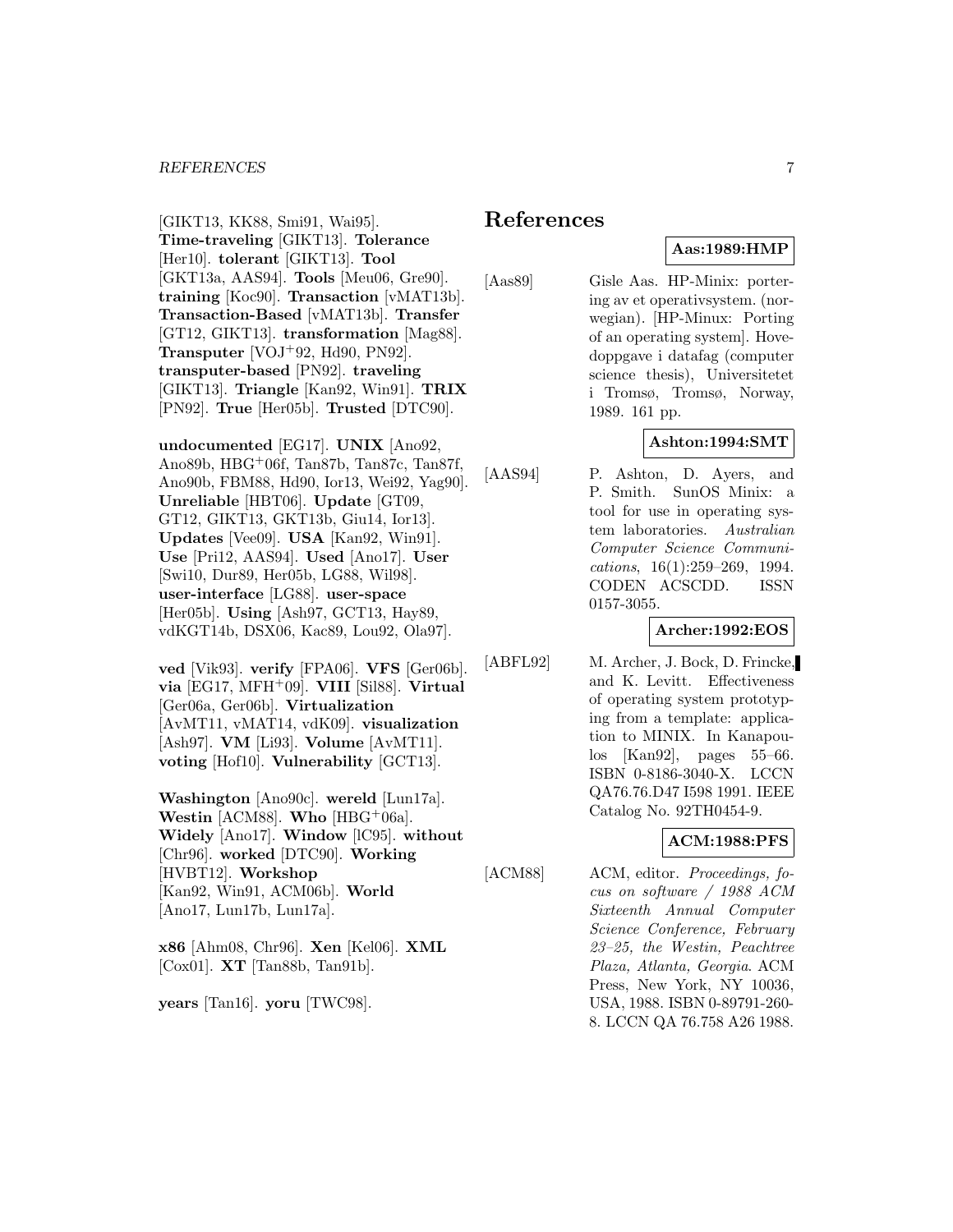[GIKT13, KK88, Smi91, Wai95]. **Time-traveling** [GIKT13]. **Tolerance** [Her10]. **tolerant** [GIKT13]. **Tool** [GKT13a, AAS94]. **Tools** [Meu06, Gre90]. **training** [Koc90]. **Transaction** [vMAT13b]. **Transaction-Based** [vMAT13b]. **Transfer** [GT12, GIKT13]. **transformation** [Mag88]. **Transputer** [VOJ+92, Hd90, PN92]. **transputer-based** [PN92]. **traveling** [GIKT13]. **Triangle** [Kan92, Win91]. **TRIX** [PN92]. **True** [Her05b]. **Trusted** [DTC90].

**undocumented** [EG17]. **UNIX** [Ano92, Ano89b, HBG+06f, Tan87b, Tan87c, Tan87f, Ano90b, FBM88, Hd90, Ior13, Wei92, Yag90]. **Unreliable** [HBT06]. **Update** [GT09, GT12, GIKT13, GKT13b, Giu14, Ior13]. **Updates** [Vee09]. **USA** [Kan92, Win91]. **Use** [Pri12, AAS94]. **Used** [Ano17]. **User** [Swi10, Dur89, Her05b, LG88, Wil98]. **user-interface** [LG88]. **user-space** [Her05b]. **Using** [Ash97, GCT13, Hay89, vdKGT14b, DSX06, Kac89, Lou92, Ola97].

**ved** [Vik93]. **verify** [FPA06]. **VFS** [Ger06b]. **via** [EG17, MFH+09]. **VIII** [Sil88]. **Virtual** [Ger06a, Ger06b]. **Virtualization** [AvMT11, vMAT14, vdK09]. **visualization** [Ash97]. **VM** [Li93]. **Volume** [AvMT11]. **voting** [Hof10]. **Vulnerability** [GCT13].

**Washington** [Ano90c]. **wereld** [Lun17a]. **Westin** [ACM88]. **Who** [HBG+06a]. **Widely** [Ano17]. **Window** [lC95]. **without** [Chr96]. **worked** [DTC90]. **Working** [HVBT12]. **Workshop** [Kan92, Win91, ACM06b]. **World** [Ano17, Lun17b, Lun17a].

**x86** [Ahm08, Chr96]. **Xen** [Kel06]. **XML** [Cox01]. **XT** [Tan88b, Tan91b].

**years** [Tan16]. **yoru** [TWC98].

# References

**Aas:1989:HMP**

[Aas89] Gisle Aas. HP-Minix: portering av et operativsystem. (norwegian). [HP-Minux: Porting of an operating system]. Hovedoppgave i datafag (computer science thesis), Universitetet i Tromsø, Tromsø, Norway, 1989. 161 pp.

**Ashton:1994:SMT**

[AAS94] P. Ashton, D. Ayers, and P. Smith. SunOS Minix: a tool for use in operating system laboratories. *Australian Computer Science Communications*, 16(1):259–269, 1994. CODEN ACSCDD. ISSN 0157-3055.

**Archer:1992:EOS**

[ABFL92] M. Archer, J. Bock, D. Frincke, and K. Levitt. Effectiveness of operating system prototyping from a template: application to MINIX. In Kanapoulos [Kan92], pages 55–66. ISBN 0-8186-3040-X. LCCN QA76.76.D47 I598 1991. IEEE Catalog No. 92TH0454-9.

**ACM:1988:PFS**

[ACM88] ACM, editor. *Proceedings, focus on software / 1988 ACM Sixteenth Annual Computer Science Conference, February 23–25, the Westin, Peachtree Plaza, Atlanta, Georgia*. ACM Press, New York, NY 10036, USA, 1988. ISBN 0-89791-260-8. LCCN QA 76.758 A26 1988.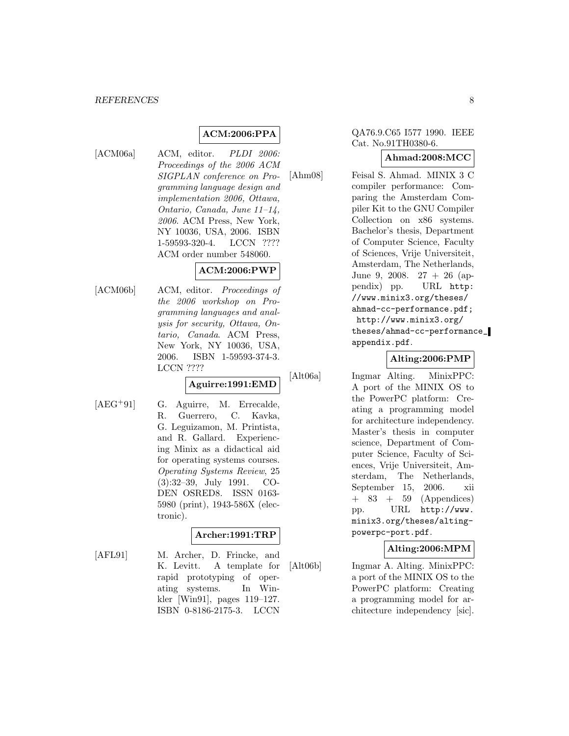**ACM:2006:PPA**

[ACM06a] ACM, editor. *PLDI 2006: Proceedings of the 2006 ACM SIGPLAN conference on Programming language design and implementation 2006, Ottawa, Ontario, Canada, June 11–14, 2006*. ACM Press, New York, NY 10036, USA, 2006. ISBN 1-59593-320-4. LCCN ???? ACM order number 548060.

**ACM:2006:PWP**

[ACM06b] ACM, editor. *Proceedings of the 2006 workshop on Programming languages and analysis for security, Ottawa, Ontario, Canada*. ACM Press, New York, NY 10036, USA, 2006. ISBN 1-59593-374-3. LCCN ????

**Aguirre:1991:EMD**

[AEG+91] G. Aguirre, M. Errecalde, R. Guerrero, C. Kavka, G. Leguizamon, M. Printista, and R. Gallard. Experiencing Minix as a didactical aid for operating systems courses. *Operating Systems Review*, 25 (3):32–39, July 1991. CODEN OSRED8. ISSN 0163-5980 (print), 1943-586X (electronic).

**Archer:1991:TRP**

[AFL91] M. Archer, D. Frincke, and K. Levitt. A template for rapid prototyping of operating systems. In Winkler [Win91], pages 119–127. ISBN 0-8186-2175-3. LCCN QA76.9.C65 I577 1990. IEEE Cat. No.91TH0380-6.

**Ahmad:2008:MCC**

[Ahm08] Feisal S. Ahmad. MINIX 3 C compiler performance: Comparing the Amsterdam Compiler Kit to the GNU Compiler Collection on x86 systems. Bachelor's thesis, Department of Computer Science, Faculty of Sciences, Vrije Universiteit, Amsterdam, The Netherlands, June 9, 2008. 27 + 26 (appendix) pp. URL http://www.minix3.org/theses/ahmad-cc-performance.pdf; http://www.minix3.org/theses/ahmad-cc-performance_appendix.pdf.

**Alting:2006:PMP**

[Alt06a] Ingmar Alting. MinixPPC: A port of the MINIX OS to the PowerPC platform: Creating a programming model for architecture independency. Master's thesis in computer science, Department of Computer Science, Faculty of Sciences, Vrije Universiteit, Amsterdam, The Netherlands, September 15, 2006. xii + 83 + 59 (Appendices) pp. URL http://www.minix3.org/theses/alting-powerpc-port.pdf.

**Alting:2006:MPM**

[Alt06b] Ingmar A. Alting. MinixPPC: a port of the MINIX OS to the PowerPC platform: Creating a programming model for architecture independency [sic].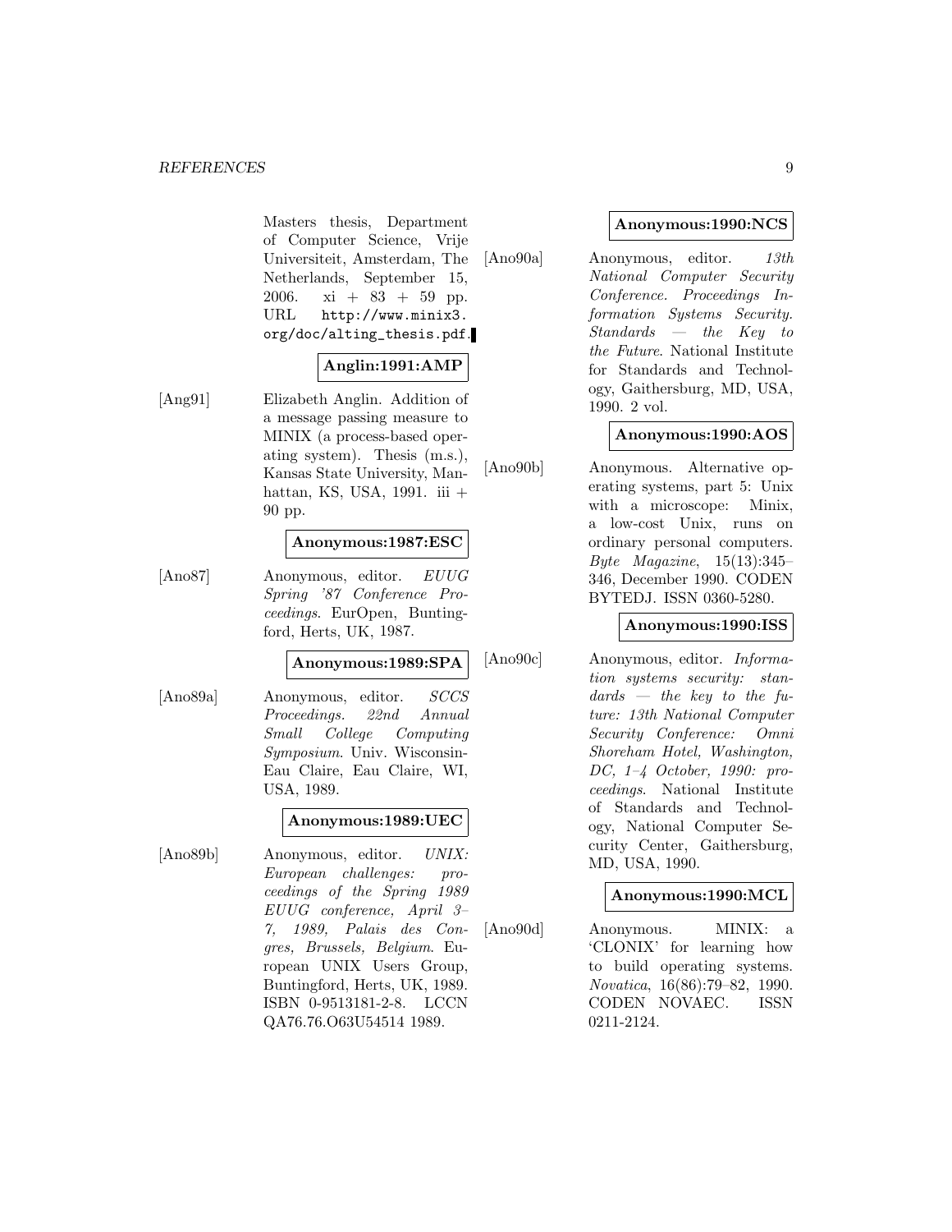Masters thesis, Department of Computer Science, Vrije Universiteit, Amsterdam, The Netherlands, September 15, 2006. xi + 83 + 59 pp. URL http://www.minix3.org/doc/alting_thesis.pdf.

**Anglin:1991:AMP**

[Ang91] Elizabeth Anglin. Addition of a message passing measure to MINIX (a process-based operating system). Thesis (m.s.), Kansas State University, Manhattan, KS, USA, 1991. iii + 90 pp.

**Anonymous:1987:ESC**

[Ano87] Anonymous, editor. *EUUG Spring '87 Conference Proceedings*. EurOpen, Buntingford, Herts, UK, 1987.

**Anonymous:1989:SPA**

[Ano89a] Anonymous, editor. *SCCS Proceedings. 22nd Annual Small College Computing Symposium*. Univ. Wisconsin-Eau Claire, Eau Claire, WI, USA, 1989.

**Anonymous:1989:UEC**

[Ano89b] Anonymous, editor. *UNIX: European challenges: proceedings of the Spring 1989 EUUG conference, April 3–7, 1989, Palais des Congres, Brussels, Belgium*. European UNIX Users Group, Buntingford, Herts, UK, 1989. ISBN 0-9513181-2-8. LCCN QA76.76.O63U54514 1989.

**Anonymous:1990:NCS**

[Ano90a] Anonymous, editor. *13th National Computer Security Conference. Proceedings Information Systems Security. Standards — the Key to the Future*. National Institute for Standards and Technology, Gaithersburg, MD, USA, 1990. 2 vol.

**Anonymous:1990:AOS**

[Ano90b] Anonymous. Alternative operating systems, part 5: Unix with a microscope: Minix, a low-cost Unix, runs on ordinary personal computers. *Byte Magazine*, 15(13):345–346, December 1990. CODEN BYTEDJ. ISSN 0360-5280.

**Anonymous:1990:ISS**

[Ano90c] Anonymous, editor. *Information systems security: standards — the key to the future: 13th National Computer Security Conference: Omni Shoreham Hotel, Washington, DC, 1–4 October, 1990: proceedings*. National Institute of Standards and Technology, National Computer Security Center, Gaithersburg, MD, USA, 1990.

**Anonymous:1990:MCL**

[Ano90d] Anonymous. MINIX: a 'CLONIX' for learning how to build operating systems. *Novatica*, 16(86):79–82, 1990. CODEN NOVAEC. ISSN 0211-2124.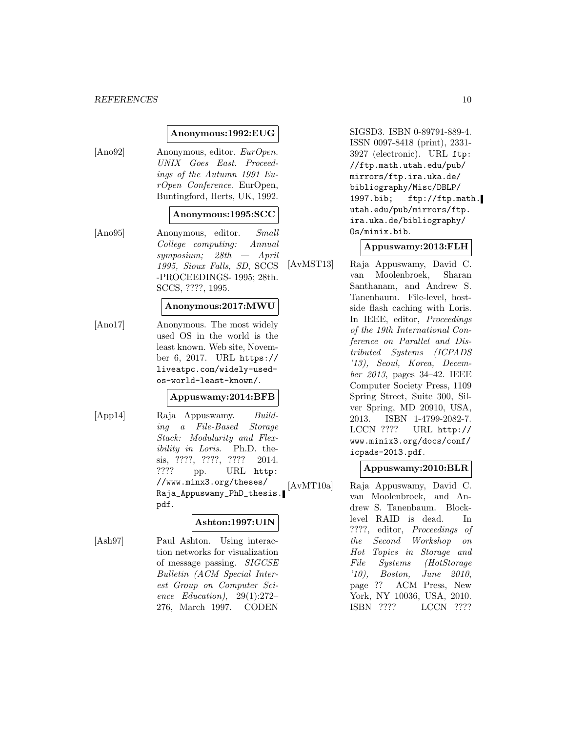**Anonymous:1992:EUG**

[Ano92] Anonymous, editor. *EurOpen. UNIX Goes East. Proceedings of the Autumn 1991 EurOpen Conference*. EurOpen, Buntingford, Herts, UK, 1992.

**Anonymous:1995:SCC**

[Ano95] Anonymous, editor. *Small College computing: Annual symposium; 28th — April 1995, Sioux Falls, SD*, SCCS -PROCEEDINGS- 1995; 28th. SCCS, ????, 1995.

**Anonymous:2017:MWU**

[Ano17] Anonymous. The most widely used OS in the world is the least known. Web site, November 6, 2017. URL https://liveatpc.com/widely-used-os-world-least-known/.

**Appuswamy:2014:BFB**

[App14] Raja Appuswamy. *Building a File-Based Storage Stack: Modularity and Flexibility in Loris*. Ph.D. thesis, ????, ????, ???? 2014. ???? pp. URL http://www.minx3.org/theses/Raja_Appuswamy_PhD_thesis.pdf.

**Ashton:1997:UIN**

[Ash97] Paul Ashton. Using interaction networks for visualization of message passing. *SIGCSE Bulletin (ACM Special Interest Group on Computer Science Education)*, 29(1):272–276, March 1997. CODEN SIGSD3. ISBN 0-89791-889-4. ISSN 0097-8418 (print), 2331-3927 (electronic). URL ftp://ftp.math.utah.edu/pub/mirrors/ftp.ira.uka.de/bibliography/Misc/DBLP/1997.bib; ftp://ftp.math.utah.edu/pub/mirrors/ftp.ira.uka.de/bibliography/Os/minix.bib.

**Appuswamy:2013:FLH**

[AvMST13] Raja Appuswamy, David C. van Moolenbroek, Sharan Santhanam, and Andrew S. Tanenbaum. File-level, host-side flash caching with Loris. In IEEE, editor, *Proceedings of the 19th International Conference on Parallel and Distributed Systems (ICPADS '13), Seoul, Korea, December 2013*, pages 34–42. IEEE Computer Society Press, 1109 Spring Street, Suite 300, Silver Spring, MD 20910, USA, 2013. ISBN 1-4799-2082-7. LCCN ???? URL http://www.minix3.org/docs/conf/icpads-2013.pdf.

**Appuswamy:2010:BLR**

[AvMT10a] Raja Appuswamy, David C. van Moolenbroek, and Andrew S. Tanenbaum. Block-level RAID is dead. In ????, editor, *Proceedings of the Second Workshop on Hot Topics in Storage and File Systems (HotStorage '10), Boston, June 2010*, page ?? ACM Press, New York, NY 10036, USA, 2010. ISBN ???? LCCN ????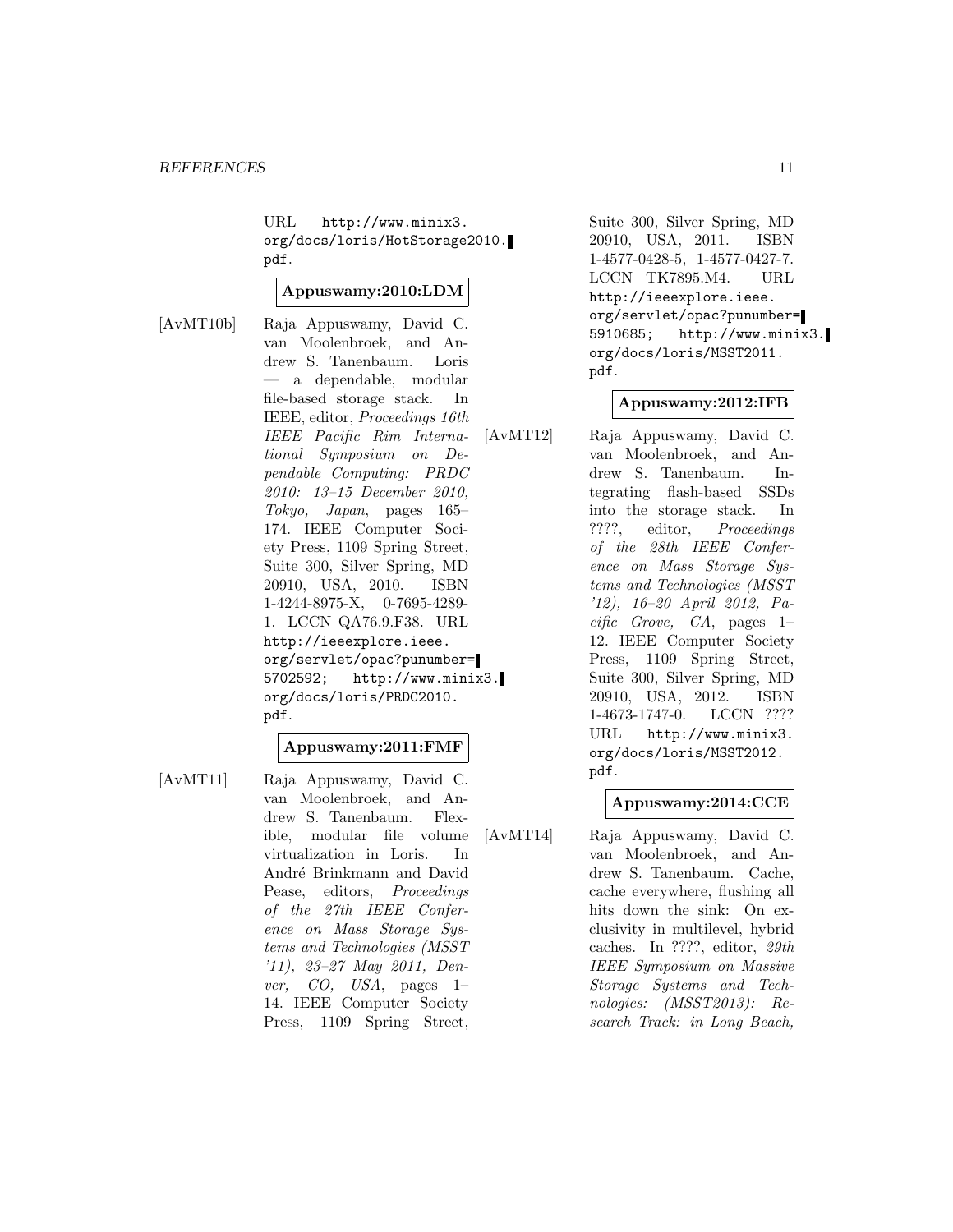URL http://www.minix3.org/docs/loris/HotStorage2010.pdf.

**Appuswamy:2010:LDM**

[AvMT10b] Raja Appuswamy, David C. van Moolenbroek, and Andrew S. Tanenbaum. Loris — a dependable, modular file-based storage stack. In IEEE, editor, *Proceedings 16th IEEE Pacific Rim International Symposium on Dependable Computing: PRDC 2010: 13–15 December 2010, Tokyo, Japan*, pages 165–174. IEEE Computer Society Press, 1109 Spring Street, Suite 300, Silver Spring, MD 20910, USA, 2010. ISBN 1-4244-8975-X, 0-7695-4289-1. LCCN QA76.9.F38. URL http://ieeexplore.ieee.org/servlet/opac?punumber=5702592; http://www.minix3.org/docs/loris/PRDC2010.pdf.

**Appuswamy:2011:FMF**

[AvMT11] Raja Appuswamy, David C. van Moolenbroek, and Andrew S. Tanenbaum. Flexible, modular file volume virtualization in Loris. In André Brinkmann and David Pease, editors, *Proceedings of the 27th IEEE Conference on Mass Storage Systems and Technologies (MSST '11), 23–27 May 2011, Denver, CO, USA*, pages 1–14. IEEE Computer Society Press, 1109 Spring Street, Suite 300, Silver Spring, MD 20910, USA, 2011. ISBN 1-4577-0428-5, 1-4577-0427-7. LCCN TK7895.M4. URL http://ieeexplore.ieee.org/servlet/opac?punumber=5910685; http://www.minix3.org/docs/loris/MSST2011.pdf.

**Appuswamy:2012:IFB**

[AvMT12] Raja Appuswamy, David C. van Moolenbroek, and Andrew S. Tanenbaum. Integrating flash-based SSDs into the storage stack. In ????, editor, *Proceedings of the 28th IEEE Conference on Mass Storage Systems and Technologies (MSST '12), 16–20 April 2012, Pacific Grove, CA*, pages 1–12. IEEE Computer Society Press, 1109 Spring Street, Suite 300, Silver Spring, MD 20910, USA, 2012. ISBN 1-4673-1747-0. LCCN ???? URL http://www.minix3.org/docs/loris/MSST2012.pdf.

**Appuswamy:2014:CCE**

[AvMT14] Raja Appuswamy, David C. van Moolenbroek, and Andrew S. Tanenbaum. Cache, cache everywhere, flushing all hits down the sink: On exclusivity in multilevel, hybrid caches. In ????, editor, *29th IEEE Symposium on Massive Storage Systems and Technologies: (MSST2013): Research Track: in Long Beach,*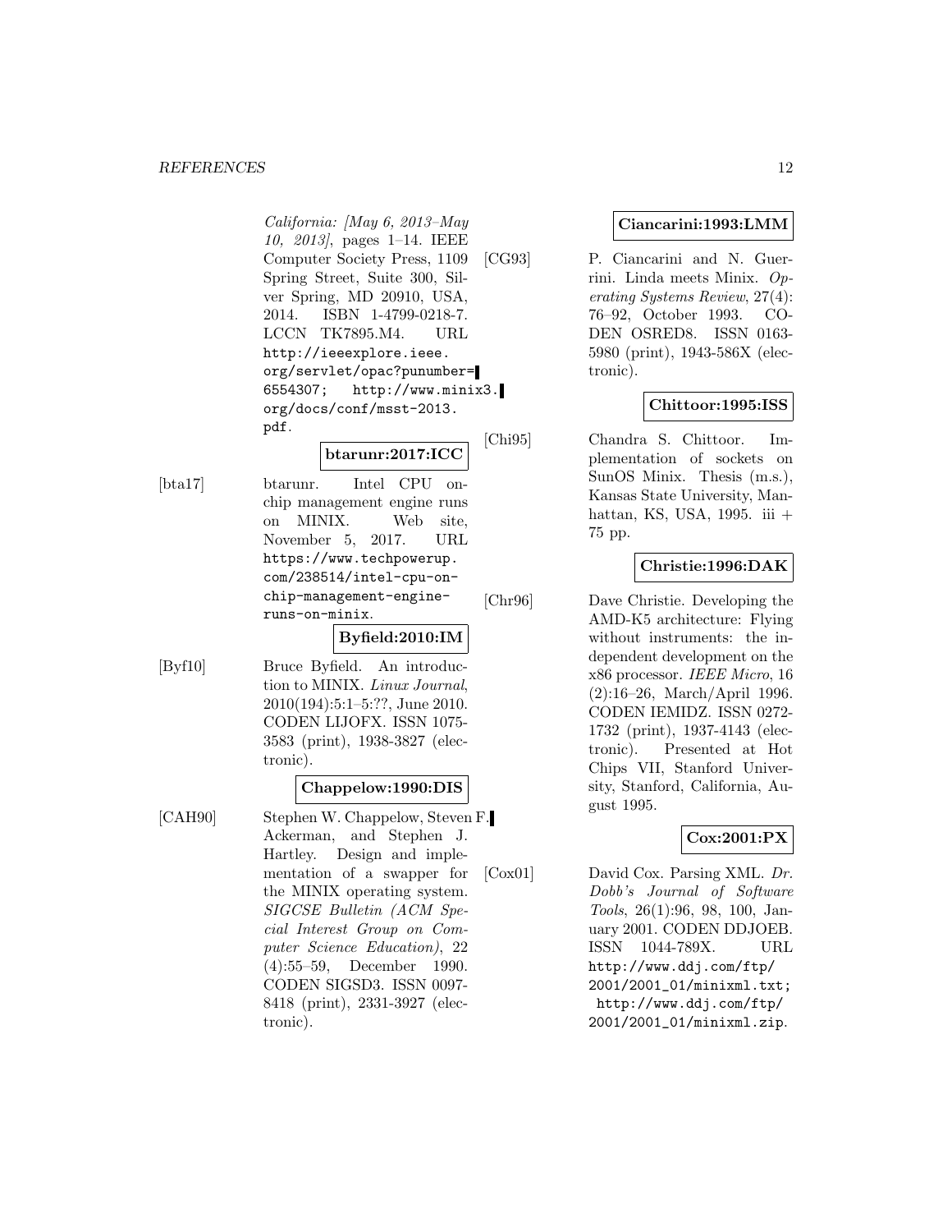*California: [May 6, 2013–May 10, 2013]*, pages 1–14. IEEE Computer Society Press, 1109 Spring Street, Suite 300, Silver Spring, MD 20910, USA, 2014. ISBN 1-4799-0218-7. LCCN TK7895.M4. URL `http://ieeexplore.ieee.org/servlet/opac?punumber=6554307`; `http://www.minix3.org/docs/conf/msst-2013.pdf`.

**btarunr:2017:ICC**

[bta17] btarunr. Intel CPU on-chip management engine runs on MINIX. Web site, November 5, 2017. URL `https://www.techpowerup.com/238514/intel-cpu-on-chip-management-engine-runs-on-minix`.

**Byfield:2010:IM**

[Byf10] Bruce Byfield. An introduction to MINIX. *Linux Journal*, 2010(194):5:1–5:??, June 2010. CODEN LIJOFX. ISSN 1075-3583 (print), 1938-3827 (electronic).

**Chappelow:1990:DIS**

[CAH90] Stephen W. Chappelow, Steven F. Ackerman, and Stephen J. Hartley. Design and implementation of a swapper for the MINIX operating system. *SIGCSE Bulletin (ACM Special Interest Group on Computer Science Education)*, 22(4):55–59, December 1990. CODEN SIGSD3. ISSN 0097-8418 (print), 2331-3927 (electronic).

**Ciancarini:1993:LMM**

[CG93] P. Ciancarini and N. Guerrini. Linda meets Minix. *Operating Systems Review*, 27(4):76–92, October 1993. CODEN OSRED8. ISSN 0163-5980 (print), 1943-586X (electronic).

**Chittoor:1995:ISS**

[Chi95] Chandra S. Chittoor. Implementation of sockets on SunOS Minix. Thesis (m.s.), Kansas State University, Manhattan, KS, USA, 1995. iii + 75 pp.

**Christie:1996:DAK**

[Chr96] Dave Christie. Developing the AMD-K5 architecture: Flying without instruments: the independent development on the x86 processor. *IEEE Micro*, 16(2):16–26, March/April 1996. CODEN IEMIDZ. ISSN 0272-1732 (print), 1937-4143 (electronic). Presented at Hot Chips VII, Stanford University, Stanford, California, August 1995.

**Cox:2001:PX**

[Cox01] David Cox. Parsing XML. *Dr. Dobb's Journal of Software Tools*, 26(1):96, 98, 100, January 2001. CODEN DDJOEB. ISSN 1044-789X. URL `http://www.ddj.com/ftp/2001/2001_01/minixml.txt`; `http://www.ddj.com/ftp/2001/2001_01/minixml.zip`.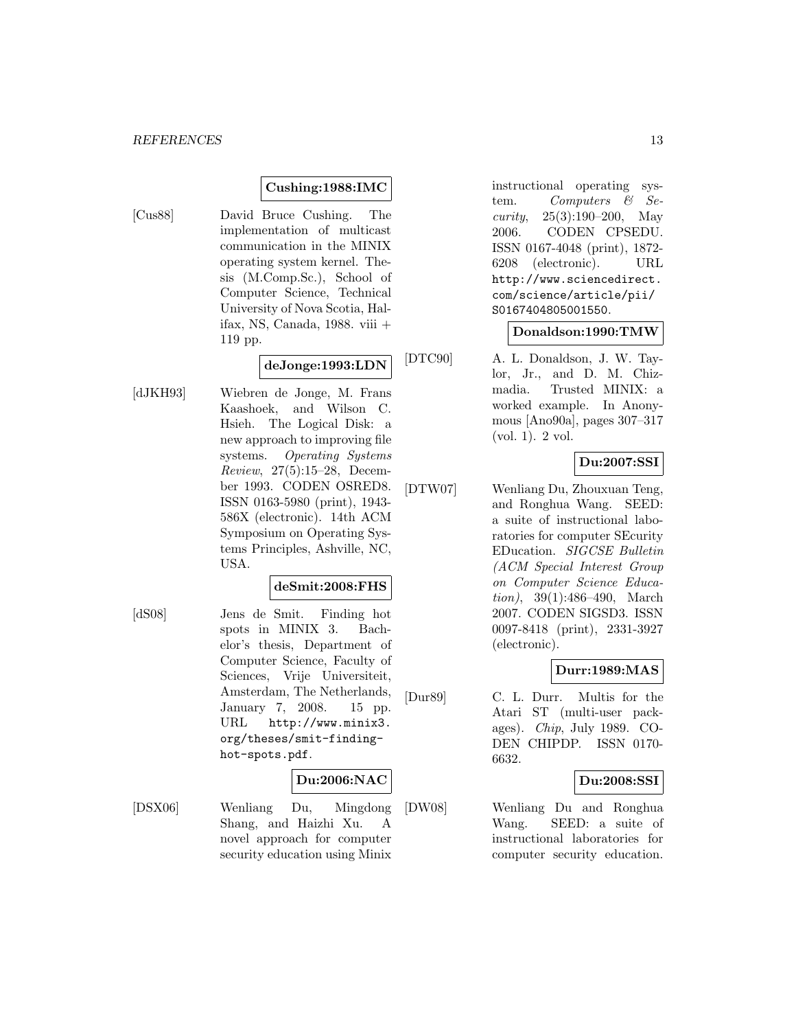**Cushing:1988:IMC**

[Cus88] David Bruce Cushing. The implementation of multicast communication in the MINIX operating system kernel. Thesis (M.Comp.Sc.), School of Computer Science, Technical University of Nova Scotia, Halifax, NS, Canada, 1988. viii + 119 pp.

**deJonge:1993:LDN**

[dJKH93] Wiebren de Jonge, M. Frans Kaashoek, and Wilson C. Hsieh. The Logical Disk: a new approach to improving file systems. *Operating Systems Review*, 27(5):15–28, December 1993. CODEN OSRED8. ISSN 0163-5980 (print), 1943-586X (electronic). 14th ACM Symposium on Operating Systems Principles, Ashville, NC, USA.

**deSmit:2008:FHS**

[dS08] Jens de Smit. Finding hot spots in MINIX 3. Bachelor's thesis, Department of Computer Science, Faculty of Sciences, Vrije Universiteit, Amsterdam, The Netherlands, January 7, 2008. 15 pp. URL http://www.minix3.org/theses/smit-finding-hot-spots.pdf.

**Du:2006:NAC**

[DSX06] Wenliang Du, Mingdong Shang, and Haizhi Xu. A novel approach for computer security education using Minix instructional operating system. *Computers & Security*, 25(3):190–200, May 2006. CODEN CPSEDU. ISSN 0167-4048 (print), 1872-6208 (electronic). URL http://www.sciencedirect.com/science/article/pii/S0167404805001550.

**Donaldson:1990:TMW**

[DTC90] A. L. Donaldson, J. W. Taylor, Jr., and D. M. Chizmadia. Trusted MINIX: a worked example. In Anonymous [Ano90a], pages 307–317 (vol. 1). 2 vol.

**Du:2007:SSI**

[DTW07] Wenliang Du, Zhouxuan Teng, and Ronghua Wang. SEED: a suite of instructional laboratories for computer SEcurity EDucation. *SIGCSE Bulletin (ACM Special Interest Group on Computer Science Education)*, 39(1):486–490, March 2007. CODEN SIGSD3. ISSN 0097-8418 (print), 2331-3927 (electronic).

**Durr:1989:MAS**

[Dur89] C. L. Durr. Multis for the Atari ST (multi-user packages). *Chip*, July 1989. CODEN CHIPDP. ISSN 0170-6632.

**Du:2008:SSI**

[DW08] Wenliang Du and Ronghua Wang. SEED: a suite of instructional laboratories for computer security education.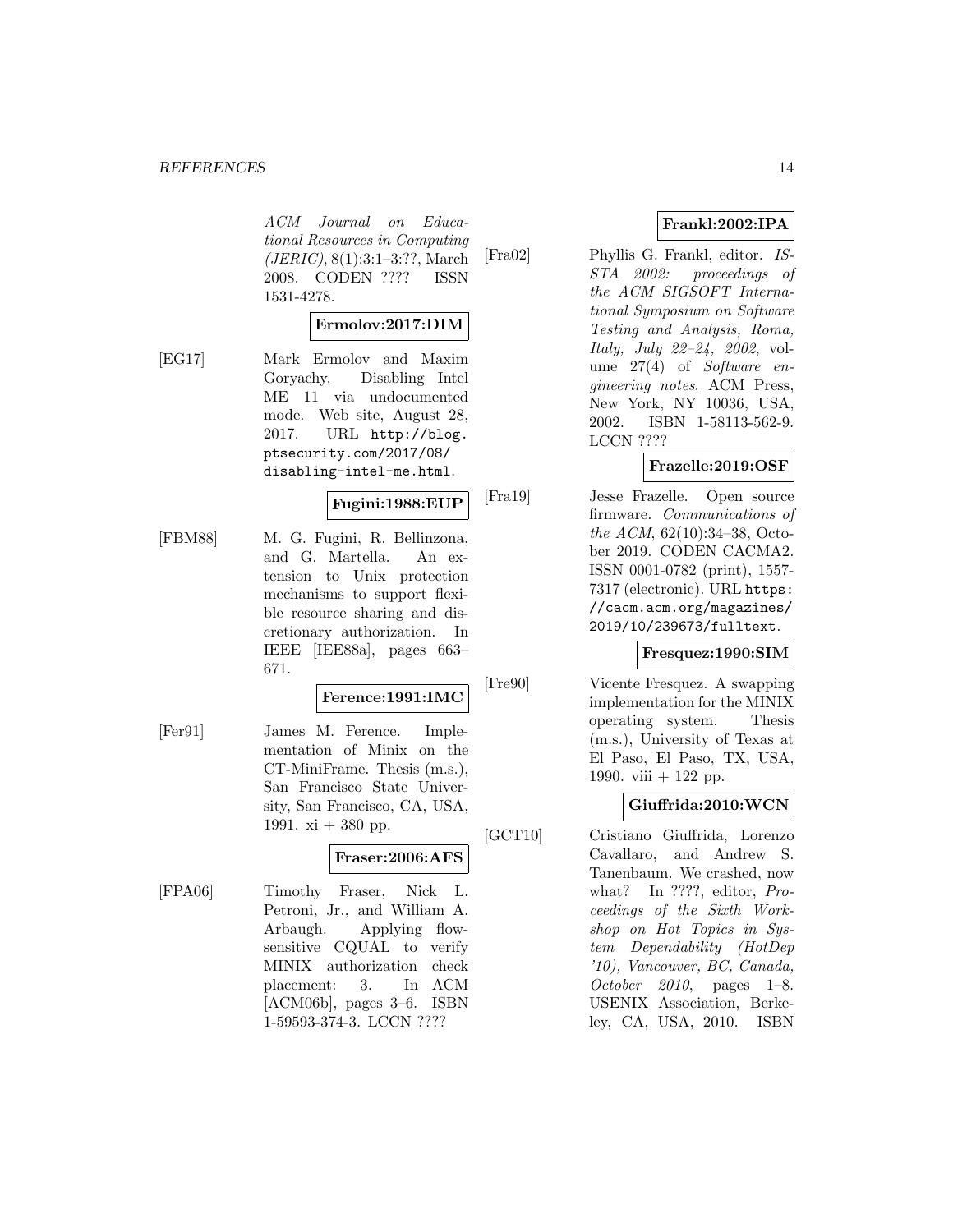*ACM Journal on Educational Resources in Computing (JERIC)*, 8(1):3:1–3:??, March 2008. CODEN ???? ISSN 1531-4278.

**Ermolov:2017:DIM**

[EG17] Mark Ermolov and Maxim Goryachy. Disabling Intel ME 11 via undocumented mode. Web site, August 28, 2017. URL `http://blog.ptsecurity.com/2017/08/disabling-intel-me.html`.

**Fugini:1988:EUP**

[FBM88] M. G. Fugini, R. Bellinzona, and G. Martella. An extension to Unix protection mechanisms to support flexible resource sharing and discretionary authorization. In IEEE [IEE88a], pages 663–671.

**Ference:1991:IMC**

[Fer91] James M. Ference. Implementation of Minix on the CT-MiniFrame. Thesis (m.s.), San Francisco State University, San Francisco, CA, USA, 1991. xi + 380 pp.

**Fraser:2006:AFS**

[FPA06] Timothy Fraser, Nick L. Petroni, Jr., and William A. Arbaugh. Applying flow-sensitive CQUAL to verify MINIX authorization check placement: 3. In ACM [ACM06b], pages 3–6. ISBN 1-59593-374-3. LCCN ????

**Frankl:2002:IPA**

[Fra02] Phyllis G. Frankl, editor. *ISSTA 2002: proceedings of the ACM SIGSOFT International Symposium on Software Testing and Analysis, Roma, Italy, July 22–24, 2002*, volume 27(4) of *Software engineering notes*. ACM Press, New York, NY 10036, USA, 2002. ISBN 1-58113-562-9. LCCN ????

**Frazelle:2019:OSF**

[Fra19] Jesse Frazelle. Open source firmware. *Communications of the ACM*, 62(10):34–38, October 2019. CODEN CACMA2. ISSN 0001-0782 (print), 1557-7317 (electronic). URL `https://cacm.acm.org/magazines/2019/10/239673/fulltext`.

**Fresquez:1990:SIM**

[Fre90] Vicente Fresquez. A swapping implementation for the MINIX operating system. Thesis (m.s.), University of Texas at El Paso, El Paso, TX, USA, 1990. viii + 122 pp.

**Giuffrida:2010:WCN**

[GCT10] Cristiano Giuffrida, Lorenzo Cavallaro, and Andrew S. Tanenbaum. We crashed, now what? In ????, editor, *Proceedings of the Sixth Workshop on Hot Topics in System Dependability (HotDep '10), Vancouver, BC, Canada, October 2010*, pages 1–8. USENIX Association, Berkeley, CA, USA, 2010. ISBN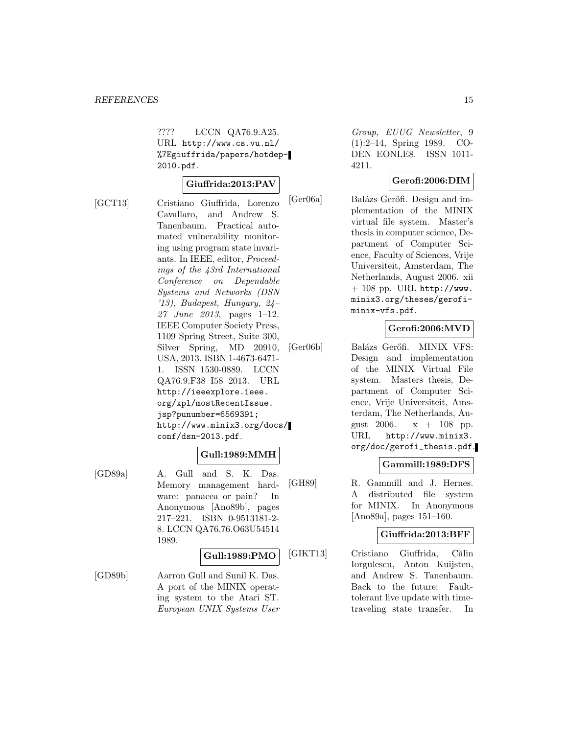???? LCCN QA76.9.A25. URL `http://www.cs.vu.nl/%7Egiuffrida/papers/hotdep-2010.pdf`.

**Giuffrida:2013:PAV**

[GCT13] Cristiano Giuffrida, Lorenzo Cavallaro, and Andrew S. Tanenbaum. Practical automated vulnerability monitoring using program state invariants. In IEEE, editor, *Proceedings of the 43rd International Conference on Dependable Systems and Networks (DSN '13), Budapest, Hungary, 24–27 June 2013*, pages 1–12. IEEE Computer Society Press, 1109 Spring Street, Suite 300, Silver Spring, MD 20910, USA, 2013. ISBN 1-4673-6471-1. ISSN 1530-0889. LCCN QA76.9.F38 I58 2013. URL `http://ieeexplore.ieee.org/xpl/mostRecentIssue.jsp?punumber=6569391; http://www.minix3.org/docs/conf/dsn-2013.pdf`.

**Gull:1989:MMH**

[GD89a] A. Gull and S. K. Das. Memory management hardware: panacea or pain? In Anonymous [Ano89b], pages 217–221. ISBN 0-9513181-2-8. LCCN QA76.76.O63U54514 1989.

**Gull:1989:PMO**

[GD89b] Aarron Gull and Sunil K. Das. A port of the MINIX operating system to the Atari ST. *European UNIX Systems User Group, EUUG Newsletter*, 9 (1):2–14, Spring 1989. CODEN EONLE8. ISSN 1011-4211.

**Gerofi:2006:DIM**

[Ger06a] Balázs Gerőfi. Design and implementation of the MINIX virtual file system. Master's thesis in computer science, Department of Computer Science, Faculty of Sciences, Vrije Universiteit, Amsterdam, The Netherlands, August 2006. xii + 108 pp. URL `http://www.minix3.org/theses/gerofi-minix-vfs.pdf`.

**Gerofi:2006:MVD**

[Ger06b] Balázs Gerőfi. MINIX VFS: Design and implementation of the MINIX Virtual File system. Masters thesis, Department of Computer Science, Vrije Universiteit, Amsterdam, The Netherlands, August 2006. x + 108 pp. URL `http://www.minix3.org/doc/gerofi_thesis.pdf`.

**Gammill:1989:DFS**

[GH89] R. Gammill and J. Hernes. A distributed file system for MINIX. In Anonymous [Ano89a], pages 151–160.

**Giuffrida:2013:BFF**

[GIKT13] Cristiano Giuffrida, Călin Iorgulescu, Anton Kuijsten, and Andrew S. Tanenbaum. Back to the future: Fault-tolerant live update with time-traveling state transfer. In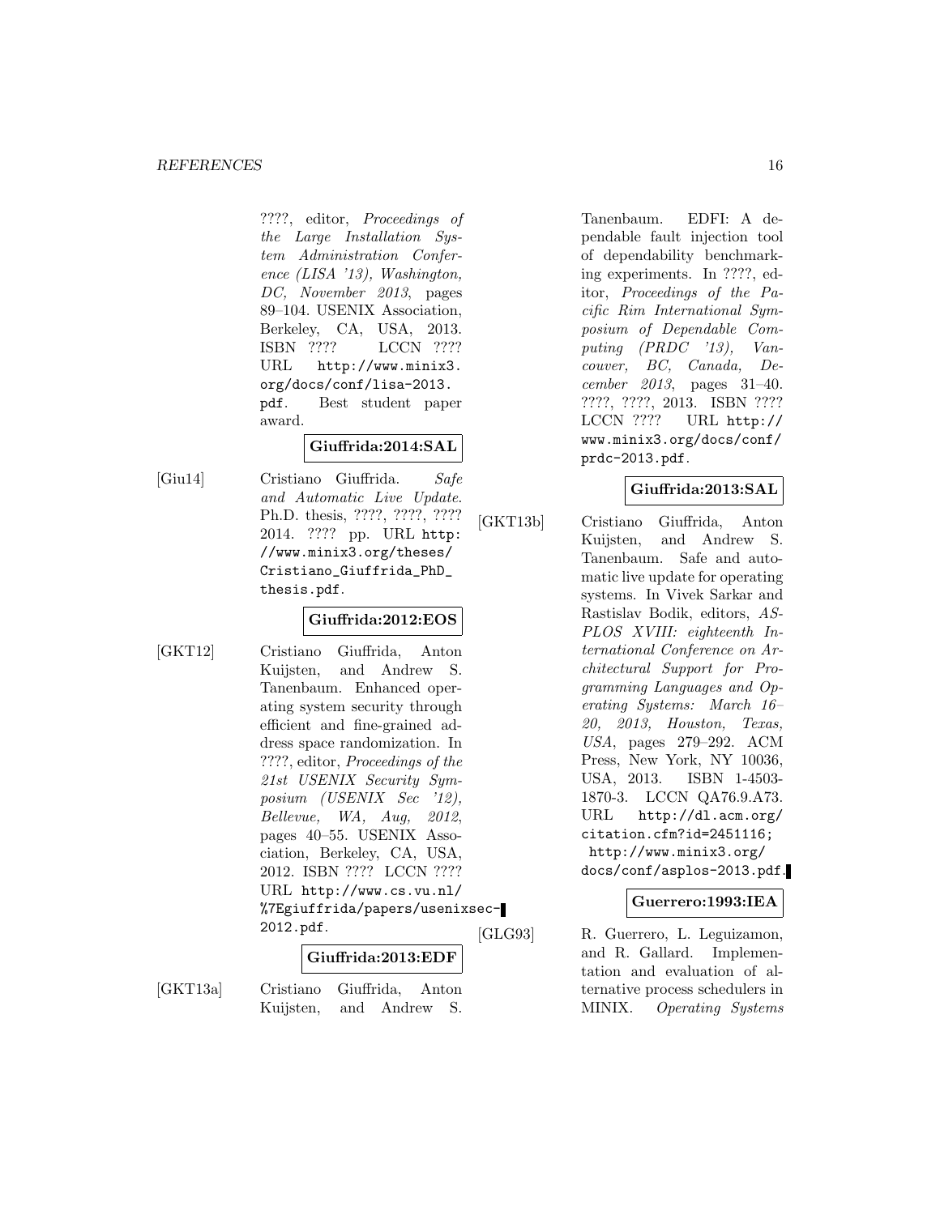????, editor, *Proceedings of the Large Installation System Administration Conference (LISA '13), Washington, DC, November 2013*, pages 89–104. USENIX Association, Berkeley, CA, USA, 2013. ISBN ???? LCCN ???? URL http://www.minix3.org/docs/conf/lisa-2013.pdf. Best student paper award.

**Giuffrida:2014:SAL**

[Giu14] Cristiano Giuffrida. *Safe and Automatic Live Update*. Ph.D. thesis, ????, ????, ???? 2014. ???? pp. URL http://www.minix3.org/theses/Cristiano_Giuffrida_PhD_thesis.pdf.

**Giuffrida:2012:EOS**

[GKT12] Cristiano Giuffrida, Anton Kuijsten, and Andrew S. Tanenbaum. Enhanced operating system security through efficient and fine-grained address space randomization. In ????, editor, *Proceedings of the 21st USENIX Security Symposium (USENIX Sec '12), Bellevue, WA, Aug, 2012*, pages 40–55. USENIX Association, Berkeley, CA, USA, 2012. ISBN ???? LCCN ???? URL http://www.cs.vu.nl/%7Egiuffrida/papers/usenixsec-2012.pdf.

**Giuffrida:2013:EDF**

[GKT13a] Cristiano Giuffrida, Anton Kuijsten, and Andrew S. Tanenbaum. EDFI: A dependable fault injection tool of dependability benchmarking experiments. In ????, editor, *Proceedings of the Pacific Rim International Symposium of Dependable Computing (PRDC '13), Vancouver, BC, Canada, December 2013*, pages 31–40. ????, ????, 2013. ISBN ???? LCCN ???? URL http://www.minix3.org/docs/conf/prdc-2013.pdf.

**Giuffrida:2013:SAL**

[GKT13b] Cristiano Giuffrida, Anton Kuijsten, and Andrew S. Tanenbaum. Safe and automatic live update for operating systems. In Vivek Sarkar and Rastislav Bodik, editors, *ASPLOS XVIII: eighteenth International Conference on Architectural Support for Programming Languages and Operating Systems: March 16–20, 2013, Houston, Texas, USA*, pages 279–292. ACM Press, New York, NY 10036, USA, 2013. ISBN 1-4503-1870-3. LCCN QA76.9.A73. URL http://dl.acm.org/citation.cfm?id=2451116; http://www.minix3.org/docs/conf/asplos-2013.pdf.

**Guerrero:1993:IEA**

[GLG93] R. Guerrero, L. Leguizamon, and R. Gallard. Implementation and evaluation of alternative process schedulers in MINIX. *Operating Systems*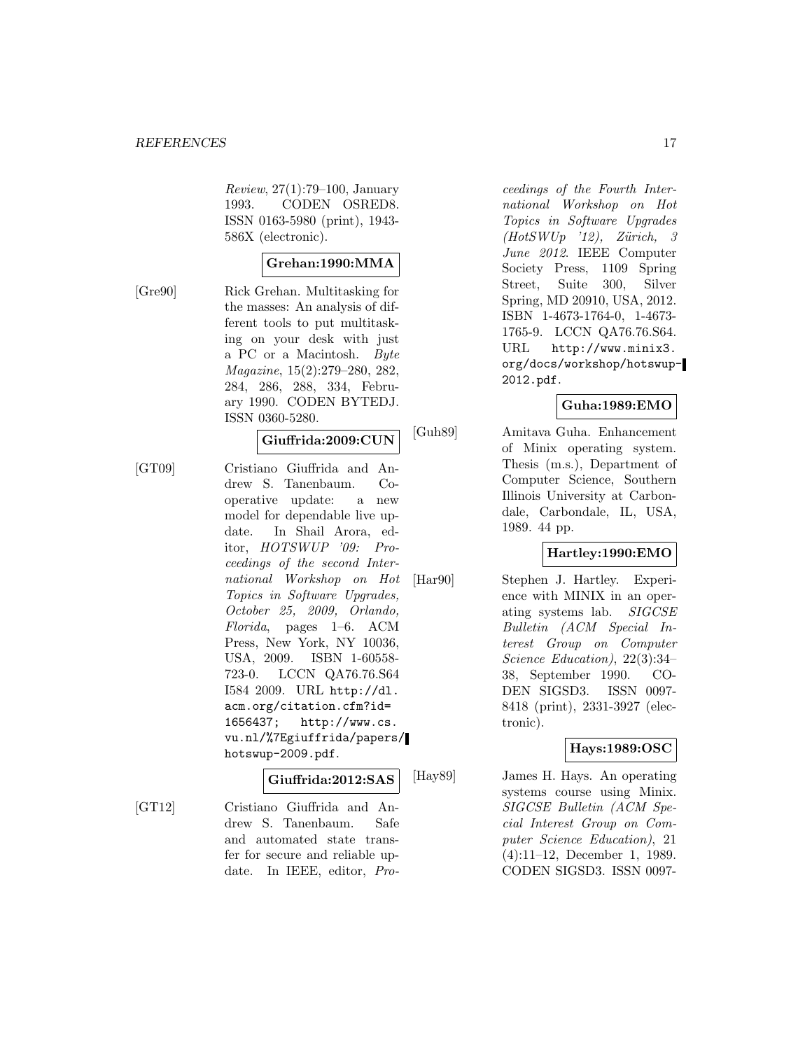*Review*, 27(1):79–100, January 1993. CODEN OSRED8. ISSN 0163-5980 (print), 1943-586X (electronic).

**Grehan:1990:MMA**

[Gre90] Rick Grehan. Multitasking for the masses: An analysis of different tools to put multitasking on your desk with just a PC or a Macintosh. *Byte Magazine*, 15(2):279–280, 282, 284, 286, 288, 334, February 1990. CODEN BYTEDJ. ISSN 0360-5280.

**Giuffrida:2009:CUN**

[GT09] Cristiano Giuffrida and Andrew S. Tanenbaum. Cooperative update: a new model for dependable live update. In Shail Arora, editor, *HOTSWUP '09: Proceedings of the second International Workshop on Hot Topics in Software Upgrades, October 25, 2009, Orlando, Florida*, pages 1–6. ACM Press, New York, NY 10036, USA, 2009. ISBN 1-60558-723-0. LCCN QA76.76.S64 I584 2009. URL http://dl.acm.org/citation.cfm?id=1656437; http://www.cs.vu.nl/%7Egiuffrida/papers/hotswup-2009.pdf.

**Giuffrida:2012:SAS**

[GT12] Cristiano Giuffrida and Andrew S. Tanenbaum. Safe and automated state transfer for secure and reliable update. In IEEE, editor, *Proceedings of the Fourth International Workshop on Hot Topics in Software Upgrades (HotSWUp '12), Zürich, 3 June 2012*. IEEE Computer Society Press, 1109 Spring Street, Suite 300, Silver Spring, MD 20910, USA, 2012. ISBN 1-4673-1764-0, 1-4673-1765-9. LCCN QA76.76.S64. URL http://www.minix3.org/docs/workshop/hotswup-2012.pdf.

**Guha:1989:EMO**

[Guh89] Amitava Guha. Enhancement of Minix operating system. Thesis (m.s.), Department of Computer Science, Southern Illinois University at Carbondale, Carbondale, IL, USA, 1989. 44 pp.

**Hartley:1990:EMO**

[Har90] Stephen J. Hartley. Experience with MINIX in an operating systems lab. *SIGCSE Bulletin (ACM Special Interest Group on Computer Science Education)*, 22(3):34–38, September 1990. CODEN SIGSD3. ISSN 0097-8418 (print), 2331-3927 (electronic).

**Hays:1989:OSC**

[Hay89] James H. Hays. An operating systems course using Minix. *SIGCSE Bulletin (ACM Special Interest Group on Computer Science Education)*, 21 (4):11–12, December 1, 1989. CODEN SIGSD3. ISSN 0097-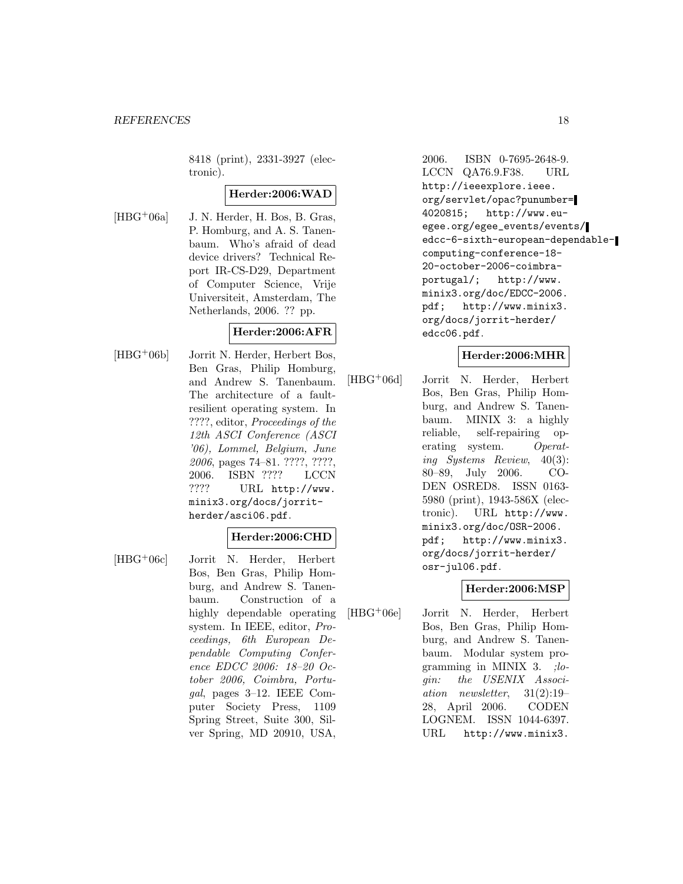8418 (print), 2331-3927 (electronic).

**Herder:2006:WAD**

[HBG+06a] J. N. Herder, H. Bos, B. Gras, P. Homburg, and A. S. Tanenbaum. Who's afraid of dead device drivers? Technical Report IR-CS-D29, Department of Computer Science, Vrije Universiteit, Amsterdam, The Netherlands, 2006. ?? pp.

**Herder:2006:AFR**

[HBG+06b] Jorrit N. Herder, Herbert Bos, Ben Gras, Philip Homburg, and Andrew S. Tanenbaum. The architecture of a fault-resilient operating system. In ????, editor, *Proceedings of the 12th ASCI Conference (ASCI '06), Lommel, Belgium, June 2006*, pages 74–81. ????, ????, 2006. ISBN ???? LCCN ???? URL `http://www.minix3.org/docs/jorrit-herder/asci06.pdf`.

**Herder:2006:CHD**

[HBG+06c] Jorrit N. Herder, Herbert Bos, Ben Gras, Philip Homburg, and Andrew S. Tanenbaum. Construction of a highly dependable operating system. In IEEE, editor, *Proceedings, 6th European Dependable Computing Conference EDCC 2006: 18–20 October 2006, Coimbra, Portugal*, pages 3–12. IEEE Computer Society Press, 1109 Spring Street, Suite 300, Silver Spring, MD 20910, USA, 2006. ISBN 0-7695-2648-9. LCCN QA76.9.F38. URL `http://ieeexplore.ieee.org/servlet/opac?punumber=4020815`; `http://www.eu-egee.org/egee_events/events/edcc-6-sixth-european-dependable-computing-conference-18-20-october-2006-coimbra-portugal/`; `http://www.minix3.org/doc/EDCC-2006.pdf`; `http://www.minix3.org/docs/jorrit-herder/edcc06.pdf`.

**Herder:2006:MHR**

[HBG+06d] Jorrit N. Herder, Herbert Bos, Ben Gras, Philip Homburg, and Andrew S. Tanenbaum. MINIX 3: a highly reliable, self-repairing operating system. *Operating Systems Review*, 40(3): 80–89, July 2006. CODEN OSRED8. ISSN 0163-5980 (print), 1943-586X (electronic). URL `http://www.minix3.org/doc/OSR-2006.pdf`; `http://www.minix3.org/docs/jorrit-herder/osr-jul06.pdf`.

**Herder:2006:MSP**

[HBG+06e] Jorrit N. Herder, Herbert Bos, Ben Gras, Philip Homburg, and Andrew S. Tanenbaum. Modular system programming in MINIX 3. *;login: the USENIX Association newsletter*, 31(2):19–28, April 2006. CODEN LOGNEM. ISSN 1044-6397. URL `http://www.minix3.`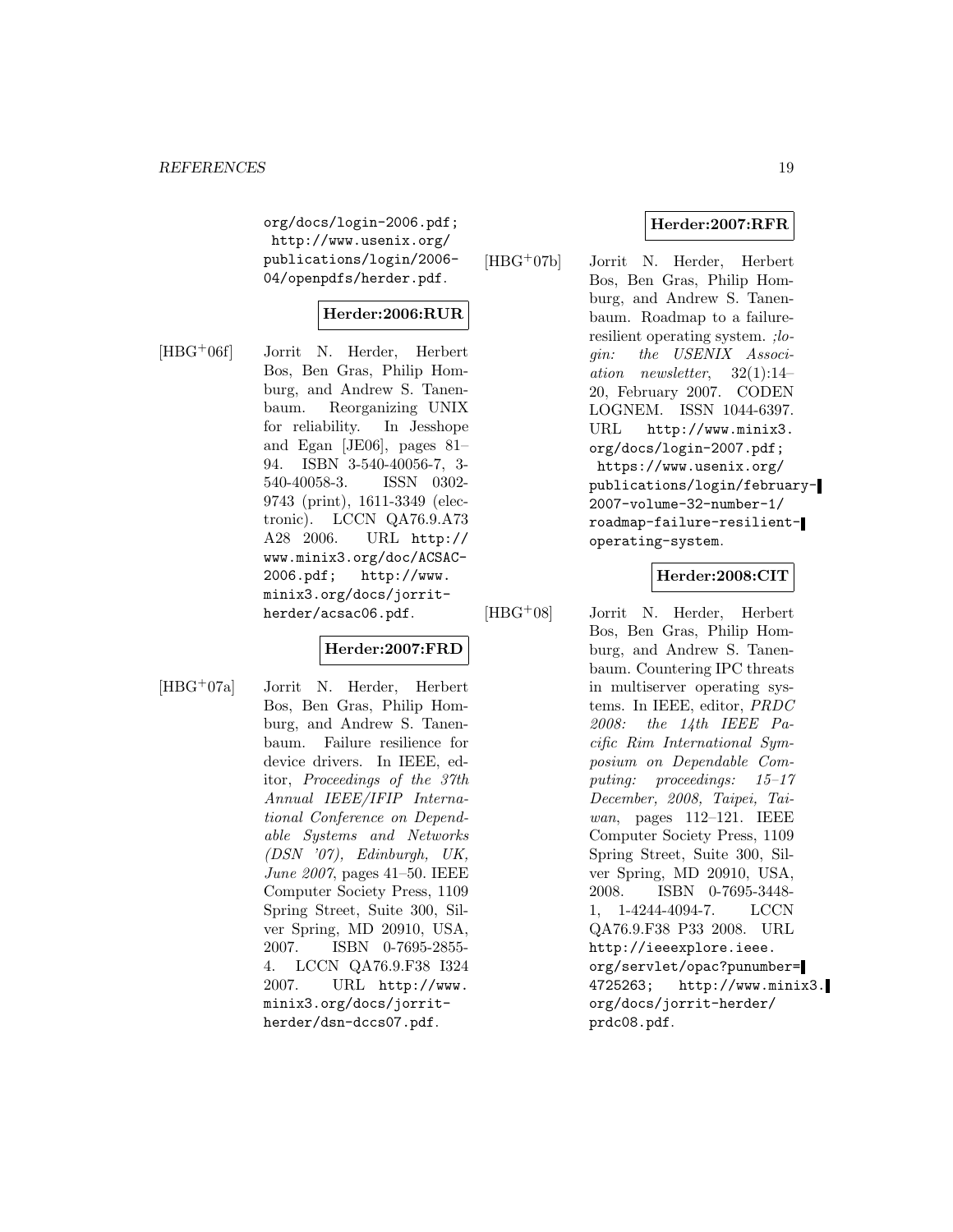org/docs/login-2006.pdf; http://www.usenix.org/publications/login/2006-04/openpdfs/herder.pdf.

**Herder:2006:RUR**

[HBG+06f] Jorrit N. Herder, Herbert Bos, Ben Gras, Philip Homburg, and Andrew S. Tanenbaum. Reorganizing UNIX for reliability. In Jesshope and Egan [JE06], pages 81–94. ISBN 3-540-40056-7, 3-540-40058-3. ISSN 0302-9743 (print), 1611-3349 (electronic). LCCN QA76.9.A73 A28 2006. URL http://www.minix3.org/doc/ACSAC-2006.pdf; http://www.minix3.org/docs/jorrit-herder/acsac06.pdf.

**Herder:2007:FRD**

[HBG+07a] Jorrit N. Herder, Herbert Bos, Ben Gras, Philip Homburg, and Andrew S. Tanenbaum. Failure resilience for device drivers. In IEEE, editor, *Proceedings of the 37th Annual IEEE/IFIP International Conference on Dependable Systems and Networks (DSN '07), Edinburgh, UK, June 2007*, pages 41–50. IEEE Computer Society Press, 1109 Spring Street, Suite 300, Silver Spring, MD 20910, USA, 2007. ISBN 0-7695-2855-4. LCCN QA76.9.F38 I324 2007. URL http://www.minix3.org/docs/jorrit-herder/dsn-dccs07.pdf.

**Herder:2007:RFR**

[HBG+07b] Jorrit N. Herder, Herbert Bos, Ben Gras, Philip Homburg, and Andrew S. Tanenbaum. Roadmap to a failure-resilient operating system. *;login: the USENIX Association newsletter*, 32(1):14–20, February 2007. CODEN LOGNEM. ISSN 1044-6397. URL http://www.minix3.org/docs/login-2007.pdf; https://www.usenix.org/publications/login/february-2007-volume-32-number-1/roadmap-failure-resilient-operating-system.

**Herder:2008:CIT**

[HBG+08] Jorrit N. Herder, Herbert Bos, Ben Gras, Philip Homburg, and Andrew S. Tanenbaum. Countering IPC threats in multiserver operating systems. In IEEE, editor, *PRDC 2008: the 14th IEEE Pacific Rim International Symposium on Dependable Computing: proceedings: 15–17 December, 2008, Taipei, Taiwan*, pages 112–121. IEEE Computer Society Press, 1109 Spring Street, Suite 300, Silver Spring, MD 20910, USA, 2008. ISBN 0-7695-3448-1, 1-4244-4094-7. LCCN QA76.9.F38 P33 2008. URL http://ieeexplore.ieee.org/servlet/opac?punumber=4725263; http://www.minix3.org/docs/jorrit-herder/prdc08.pdf.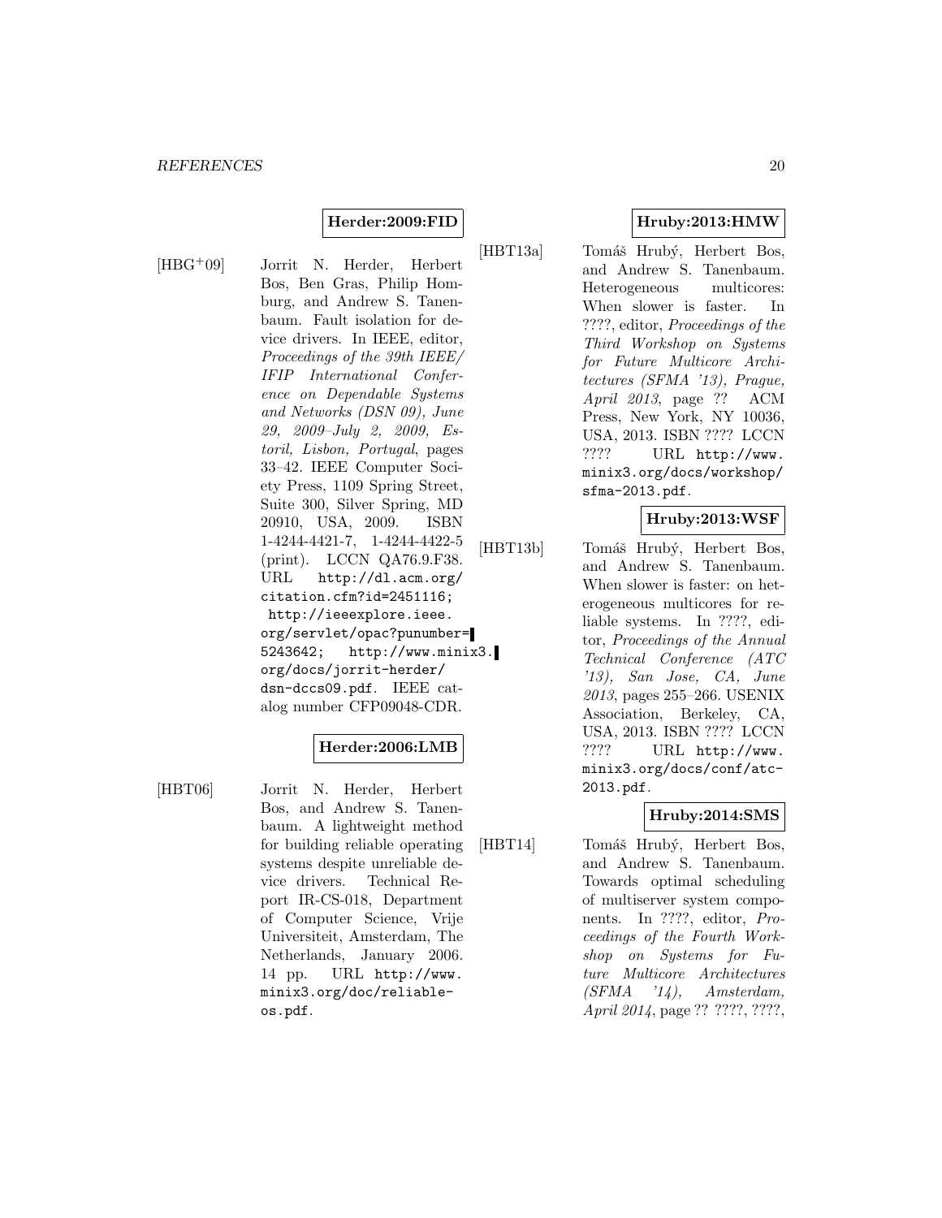**Herder:2009:FID**

[HBG+09] Jorrit N. Herder, Herbert Bos, Ben Gras, Philip Homburg, and Andrew S. Tanenbaum. Fault isolation for device drivers. In IEEE, editor, *Proceedings of the 39th IEEE/ IFIP International Conference on Dependable Systems and Networks (DSN 09), June 29, 2009–July 2, 2009, Estoril, Lisbon, Portugal*, pages 33–42. IEEE Computer Society Press, 1109 Spring Street, Suite 300, Silver Spring, MD 20910, USA, 2009. ISBN 1-4244-4421-7, 1-4244-4422-5 (print). LCCN QA76.9.F38. URL `http://dl.acm.org/citation.cfm?id=2451116; http://ieeexplore.ieee.org/servlet/opac?punumber=5243642; http://www.minix3.org/docs/jorrit-herder/dsn-dccs09.pdf`. IEEE catalog number CFP09048-CDR.

**Herder:2006:LMB**

[HBT06] Jorrit N. Herder, Herbert Bos, and Andrew S. Tanenbaum. A lightweight method for building reliable operating systems despite unreliable device drivers. Technical Report IR-CS-018, Department of Computer Science, Vrije Universiteit, Amsterdam, The Netherlands, January 2006. 14 pp. URL `http://www.minix3.org/doc/reliable-os.pdf`.

**Hruby:2013:HMW**

[HBT13a] Tomáš Hrubý, Herbert Bos, and Andrew S. Tanenbaum. Heterogeneous multicores: When slower is faster. In ????, editor, *Proceedings of the Third Workshop on Systems for Future Multicore Architectures (SFMA '13), Prague, April 2013*, page ?? ACM Press, New York, NY 10036, USA, 2013. ISBN ???? LCCN ???? URL `http://www.minix3.org/docs/workshop/sfma-2013.pdf`.

**Hruby:2013:WSF**

[HBT13b] Tomáš Hrubý, Herbert Bos, and Andrew S. Tanenbaum. When slower is faster: on heterogeneous multicores for reliable systems. In ????, editor, *Proceedings of the Annual Technical Conference (ATC '13), San Jose, CA, June 2013*, pages 255–266. USENIX Association, Berkeley, CA, USA, 2013. ISBN ???? LCCN ???? URL `http://www.minix3.org/docs/conf/atc-2013.pdf`.

**Hruby:2014:SMS**

[HBT14] Tomáš Hrubý, Herbert Bos, and Andrew S. Tanenbaum. Towards optimal scheduling of multiserver system components. In ????, editor, *Proceedings of the Fourth Workshop on Systems for Future Multicore Architectures (SFMA '14), Amsterdam, April 2014*, page ?? ????, ????,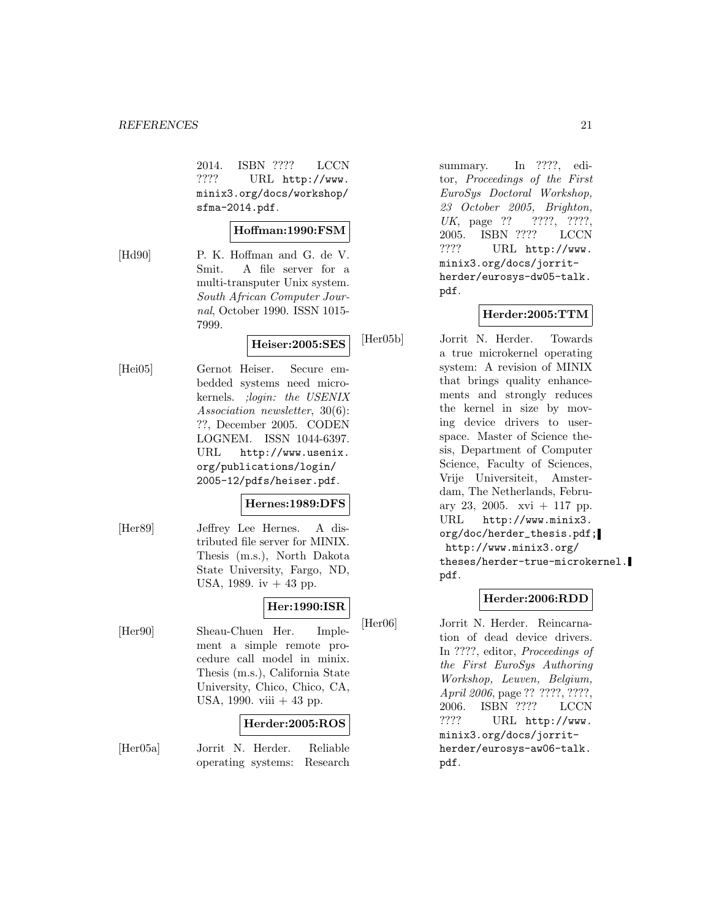2014. ISBN ???? LCCN ???? URL http://www.minix3.org/docs/workshop/sfma-2014.pdf.

**Hoffman:1990:FSM**

[Hd90] P. K. Hoffman and G. de V. Smit. A file server for a multi-transputer Unix system. *South African Computer Journal*, October 1990. ISSN 1015-7999.

**Heiser:2005:SES**

[Hei05] Gernot Heiser. Secure embedded systems need microkernels. *;login: the USENIX Association newsletter*, 30(6): ??, December 2005. CODEN LOGNEM. ISSN 1044-6397. URL http://www.usenix.org/publications/login/2005-12/pdfs/heiser.pdf.

**Hernes:1989:DFS**

[Her89] Jeffrey Lee Hernes. A distributed file server for MINIX. Thesis (m.s.), North Dakota State University, Fargo, ND, USA, 1989. iv + 43 pp.

**Her:1990:ISR**

[Her90] Sheau-Chuen Her. Implement a simple remote procedure call model in minix. Thesis (m.s.), California State University, Chico, Chico, CA, USA, 1990. viii + 43 pp.

**Herder:2005:ROS**

[Her05a] Jorrit N. Herder. Reliable operating systems: Research summary. In ????, editor, *Proceedings of the First EuroSys Doctoral Workshop, 23 October 2005, Brighton, UK*, page ?? ????, ????, 2005. ISBN ???? LCCN ???? URL http://www.minix3.org/docs/jorrit-herder/eurosys-dw05-talk.pdf.

**Herder:2005:TTM**

[Her05b] Jorrit N. Herder. Towards a true microkernel operating system: A revision of MINIX that brings quality enhancements and strongly reduces the kernel in size by moving device drivers to user-space. Master of Science thesis, Department of Computer Science, Faculty of Sciences, Vrije Universiteit, Amsterdam, The Netherlands, February 23, 2005. xvi + 117 pp. URL http://www.minix3.org/doc/herder_thesis.pdf; http://www.minix3.org/theses/herder-true-microkernel.pdf.

**Herder:2006:RDD**

[Her06] Jorrit N. Herder. Reincarnation of dead device drivers. In ????, editor, *Proceedings of the First EuroSys Authoring Workshop, Leuven, Belgium, April 2006*, page ?? ????, ????, 2006. ISBN ???? LCCN ???? URL http://www.minix3.org/docs/jorrit-herder/eurosys-aw06-talk.pdf.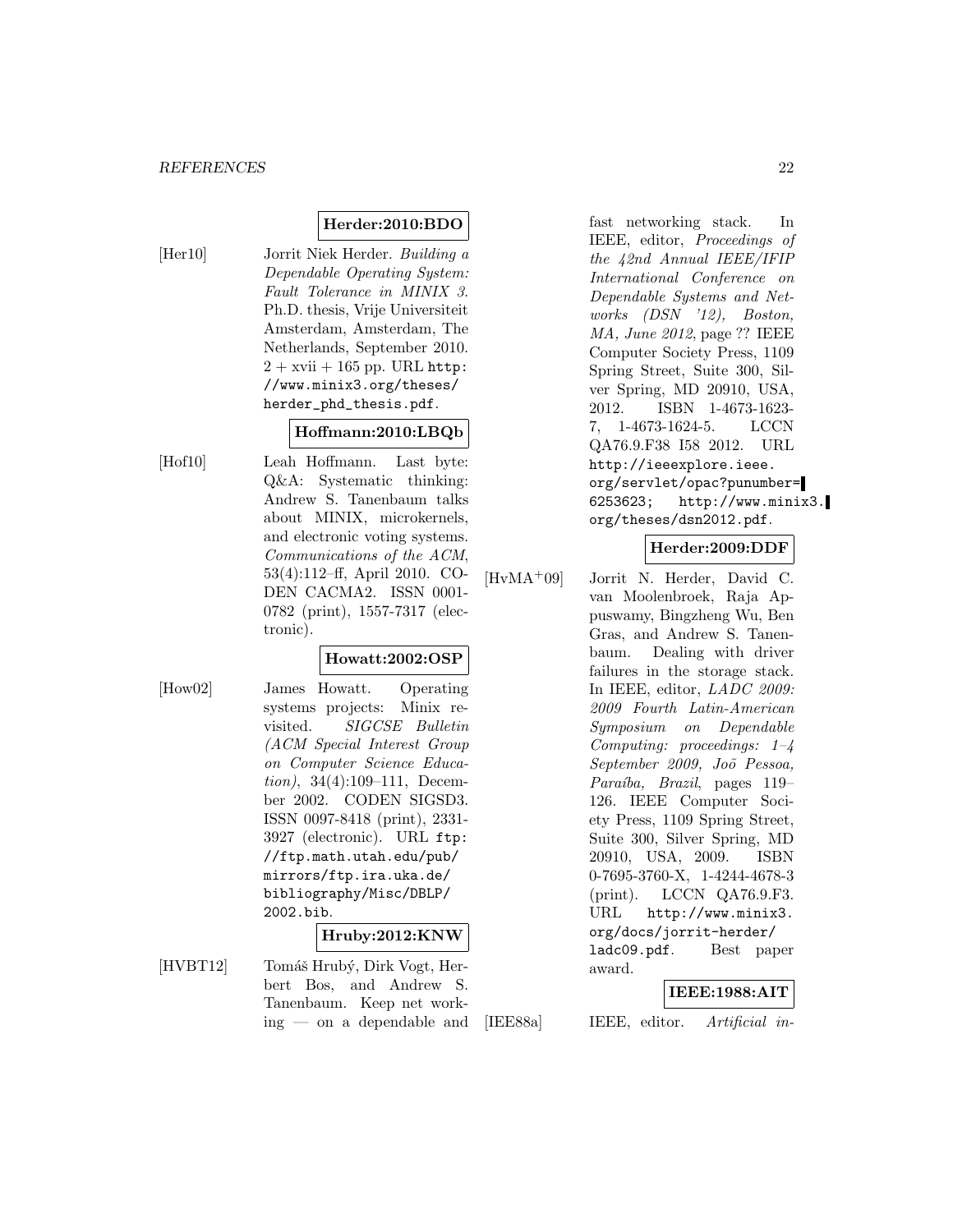**Herder:2010:BDO**

[Her10] Jorrit Niek Herder. *Building a Dependable Operating System: Fault Tolerance in MINIX 3*. Ph.D. thesis, Vrije Universiteit Amsterdam, Amsterdam, The Netherlands, September 2010. 2 + xvii + 165 pp. URL `http://www.minix3.org/theses/herder_phd_thesis.pdf`.

**Hoffmann:2010:LBQb**

[Hof10] Leah Hoffmann. Last byte: Q&A: Systematic thinking: Andrew S. Tanenbaum talks about MINIX, microkernels, and electronic voting systems. *Communications of the ACM*, 53(4):112–ff, April 2010. CODEN CACMA2. ISSN 0001-0782 (print), 1557-7317 (electronic).

**Howatt:2002:OSP**

[How02] James Howatt. Operating systems projects: Minix revisited. *SIGCSE Bulletin (ACM Special Interest Group on Computer Science Education)*, 34(4):109–111, December 2002. CODEN SIGSD3. ISSN 0097-8418 (print), 2331-3927 (electronic). URL `ftp://ftp.math.utah.edu/pub/mirrors/ftp.ira.uka.de/bibliography/Misc/DBLP/2002.bib`.

**Hruby:2012:KNW**

[HVBT12] Tomáš Hrubý, Dirk Vogt, Herbert Bos, and Andrew S. Tanenbaum. Keep net working — on a dependable and fast networking stack. In IEEE, editor, *Proceedings of the 42nd Annual IEEE/IFIP International Conference on Dependable Systems and Networks (DSN '12), Boston, MA, June 2012*, page ?? IEEE Computer Society Press, 1109 Spring Street, Suite 300, Silver Spring, MD 20910, USA, 2012. ISBN 1-4673-1623-7, 1-4673-1624-5. LCCN QA76.9.F38 I58 2012. URL `http://ieeexplore.ieee.org/servlet/opac?punumber=6253623`; `http://www.minix3.org/theses/dsn2012.pdf`.

**Herder:2009:DDF**

[HvMA+09] Jorrit N. Herder, David C. van Moolenbroek, Raja Appuswamy, Bingzheng Wu, Ben Gras, and Andrew S. Tanenbaum. Dealing with driver failures in the storage stack. In IEEE, editor, *LADC 2009: 2009 Fourth Latin-American Symposium on Dependable Computing: proceedings: 1–4 September 2009, Joõ Pessoa, Paraíba, Brazil*, pages 119–126. IEEE Computer Society Press, 1109 Spring Street, Suite 300, Silver Spring, MD 20910, USA, 2009. ISBN 0-7695-3760-X, 1-4244-4678-3 (print). LCCN QA76.9.F3. URL `http://www.minix3.org/docs/jorrit-herder/ladc09.pdf`. Best paper award.

**IEEE:1988:AIT**

[IEE88a] IEEE, editor. *Artificial in-*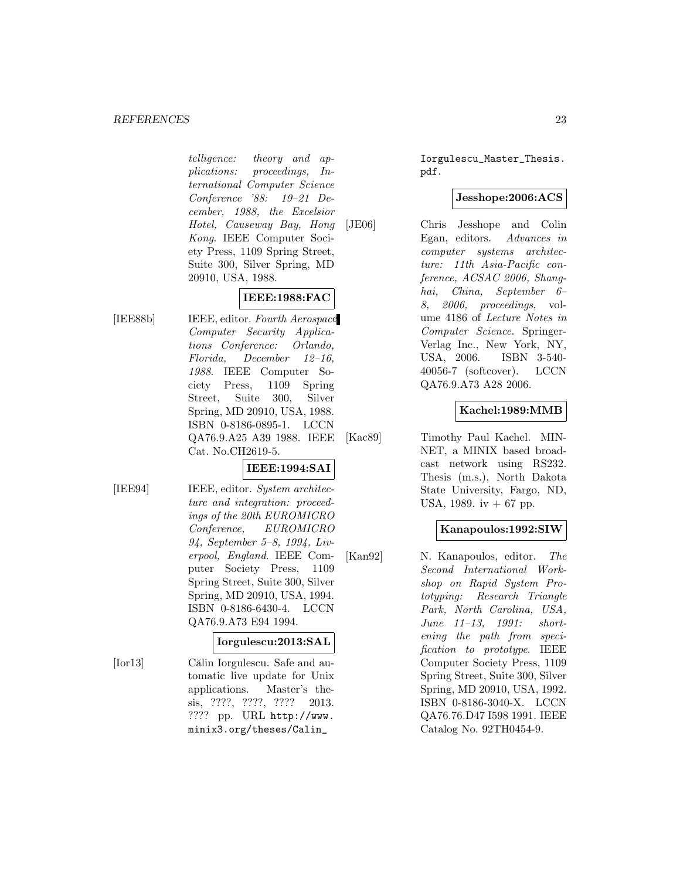*telligence: theory and applications: proceedings, International Computer Science Conference '88: 19–21 December, 1988, the Excelsior Hotel, Causeway Bay, Hong Kong*. IEEE Computer Society Press, 1109 Spring Street, Suite 300, Silver Spring, MD 20910, USA, 1988.

**IEEE:1988:FAC**

[IEE88b] IEEE, editor. *Fourth Aerospace Computer Security Applications Conference: Orlando, Florida, December 12–16, 1988*. IEEE Computer Society Press, 1109 Spring Street, Suite 300, Silver Spring, MD 20910, USA, 1988. ISBN 0-8186-0895-1. LCCN QA76.9.A25 A39 1988. IEEE Cat. No.CH2619-5.

**IEEE:1994:SAI**

[IEE94] IEEE, editor. *System architecture and integration: proceedings of the 20th EUROMICRO Conference, EUROMICRO 94, September 5–8, 1994, Liverpool, England*. IEEE Computer Society Press, 1109 Spring Street, Suite 300, Silver Spring, MD 20910, USA, 1994. ISBN 0-8186-6430-4. LCCN QA76.9.A73 E94 1994.

**Iorgulescu:2013:SAL**

[Ior13] Călin Iorgulescu. Safe and automatic live update for Unix applications. Master's thesis, ????, ????, ???? 2013. ???? pp. URL `http://www.minix3.org/theses/Calin_Iorgulescu_Master_Thesis.pdf`.

**Jesshope:2006:ACS**

[JE06] Chris Jesshope and Colin Egan, editors. *Advances in computer systems architecture: 11th Asia-Pacific conference, ACSAC 2006, Shanghai, China, September 6–8, 2006, proceedings*, volume 4186 of *Lecture Notes in Computer Science*. Springer-Verlag Inc., New York, NY, USA, 2006. ISBN 3-540-40056-7 (softcover). LCCN QA76.9.A73 A28 2006.

**Kachel:1989:MMB**

[Kac89] Timothy Paul Kachel. MINNET, a MINIX based broadcast network using RS232. Thesis (m.s.), North Dakota State University, Fargo, ND, USA, 1989. iv + 67 pp.

**Kanapoulos:1992:SIW**

[Kan92] N. Kanapoulos, editor. *The Second International Workshop on Rapid System Prototyping: Research Triangle Park, North Carolina, USA, June 11–13, 1991: shortening the path from specification to prototype*. IEEE Computer Society Press, 1109 Spring Street, Suite 300, Silver Spring, MD 20910, USA, 1992. ISBN 0-8186-3040-X. LCCN QA76.76.D47 I598 1991. IEEE Catalog No. 92TH0454-9.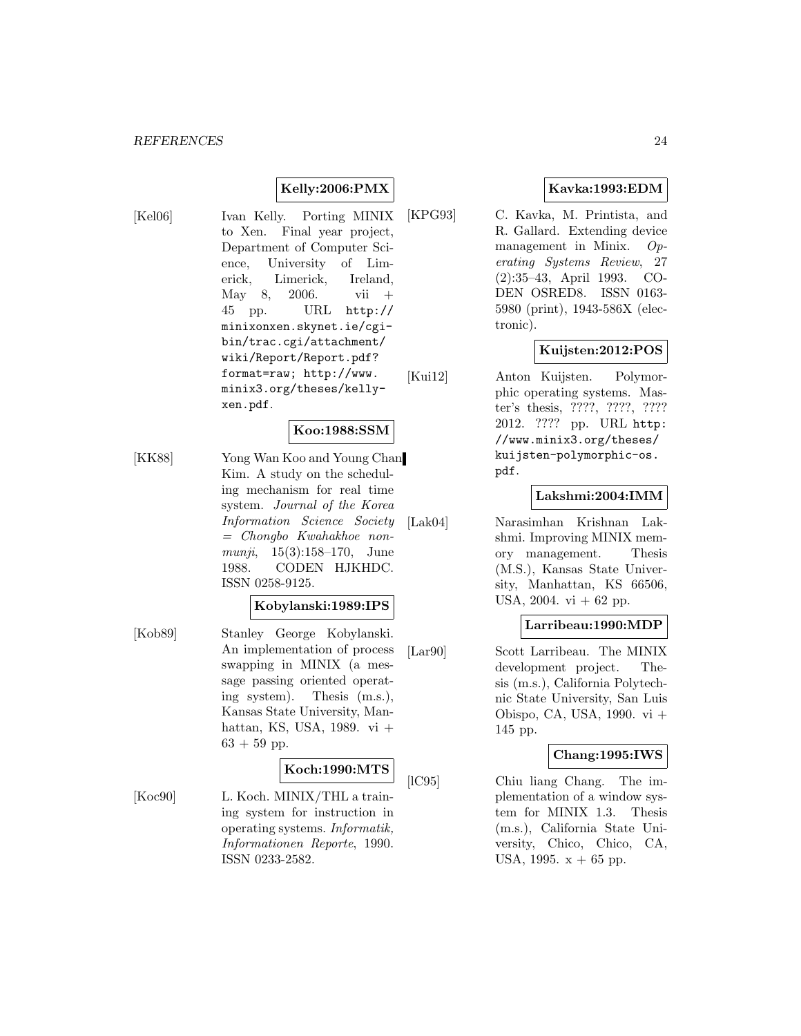**Kelly:2006:PMX**

[Kel06] Ivan Kelly. Porting MINIX to Xen. Final year project, Department of Computer Science, University of Limerick, Limerick, Ireland, May 8, 2006. vii + 45 pp. URL http://minixonxen.skynet.ie/cgi-bin/trac.cgi/attachment/wiki/Report/Report.pdf?format=raw; http://www.minix3.org/theses/kelly-xen.pdf.

**Koo:1988:SSM**

[KK88] Yong Wan Koo and Young Chan Kim. A study on the scheduling mechanism for real time system. *Journal of the Korea Information Science Society = Chongbo Kwahakhoe nonmunji*, 15(3):158–170, June 1988. CODEN HJKHDC. ISSN 0258-9125.

**Kobylanski:1989:IPS**

[Kob89] Stanley George Kobylanski. An implementation of process swapping in MINIX (a message passing oriented operating system). Thesis (m.s.), Kansas State University, Manhattan, KS, USA, 1989. vi + 63 + 59 pp.

**Koch:1990:MTS**

[Koc90] L. Koch. MINIX/THL a training system for instruction in operating systems. *Informatik, Informationen Reporte*, 1990. ISSN 0233-2582.

**Kavka:1993:EDM**

[KPG93] C. Kavka, M. Printista, and R. Gallard. Extending device management in Minix. *Operating Systems Review*, 27 (2):35–43, April 1993. CODEN OSRED8. ISSN 0163-5980 (print), 1943-586X (electronic).

**Kuijsten:2012:POS**

[Kui12] Anton Kuijsten. Polymorphic operating systems. Master's thesis, ????, ????, ???? 2012. ???? pp. URL http://www.minix3.org/theses/kuijsten-polymorphic-os.pdf.

**Lakshmi:2004:IMM**

[Lak04] Narasimhan Krishnan Lakshmi. Improving MINIX memory management. Thesis (M.S.), Kansas State University, Manhattan, KS 66506, USA, 2004. vi + 62 pp.

**Larribeau:1990:MDP**

[Lar90] Scott Larribeau. The MINIX development project. Thesis (m.s.), California Polytechnic State University, San Luis Obispo, CA, USA, 1990. vi + 145 pp.

**Chang:1995:IWS**

[lC95] Chiu liang Chang. The implementation of a window system for MINIX 1.3. Thesis (m.s.), California State University, Chico, Chico, CA, USA, 1995. x + 65 pp.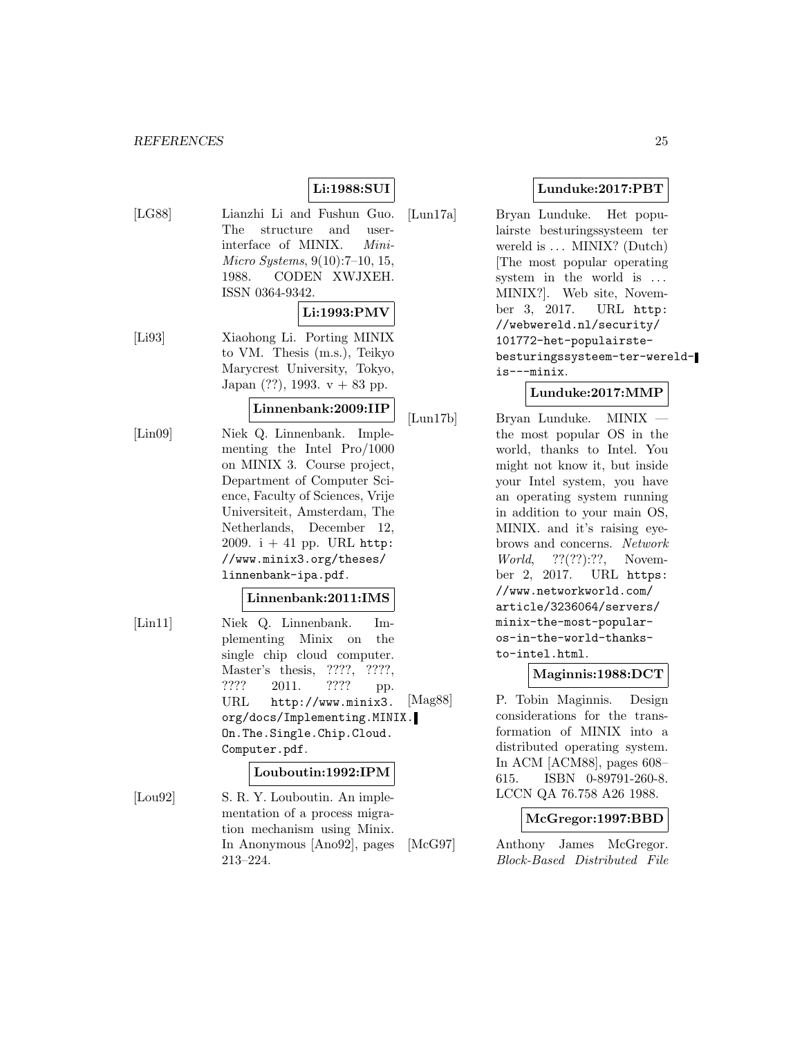**Li:1988:SUI**

[LG88] Lianzhi Li and Fushun Guo. The structure and user-interface of MINIX. *Mini-Micro Systems*, 9(10):7–10, 15, 1988. CODEN XWJXEH. ISSN 0364-9342.

**Li:1993:PMV**

[Li93] Xiaohong Li. Porting MINIX to VM. Thesis (m.s.), Teikyo Marycrest University, Tokyo, Japan (??), 1993. v + 83 pp.

**Linnenbank:2009:IIP**

[Lin09] Niek Q. Linnenbank. Implementing the Intel Pro/1000 on MINIX 3. Course project, Department of Computer Science, Faculty of Sciences, Vrije Universiteit, Amsterdam, The Netherlands, December 12, 2009. i + 41 pp. URL `http://www.minix3.org/theses/linnenbank-ipa.pdf`.

**Linnenbank:2011:IMS**

[Lin11] Niek Q. Linnenbank. Implementing Minix on the single chip cloud computer. Master's thesis, ????, ????, ???? 2011. ???? pp. URL `http://www.minix3.org/docs/Implementing.MINIX.On.The.Single.Chip.Cloud.Computer.pdf`.

**Louboutin:1992:IPM**

[Lou92] S. R. Y. Louboutin. An implementation of a process migration mechanism using Minix. In Anonymous [Ano92], pages 213–224.

**Lunduke:2017:PBT**

[Lun17a] Bryan Lunduke. Het populairste besturingssysteem ter wereld is ... MINIX? (Dutch) [The most popular operating system in the world is ... MINIX?]. Web site, November 3, 2017. URL `http://webwereld.nl/security/101772-het-populairste-besturingssysteem-ter-wereld-is---minix`.

**Lunduke:2017:MMP**

[Lun17b] Bryan Lunduke. MINIX — the most popular OS in the world, thanks to Intel. You might not know it, but inside your Intel system, you have an operating system running in addition to your main OS, MINIX. and it's raising eyebrows and concerns. *Network World*, ??(??):??, November 2, 2017. URL `https://www.networkworld.com/article/3236064/servers/minix-the-most-popular-os-in-the-world-thanks-to-intel.html`.

**Maginnis:1988:DCT**

[Mag88] P. Tobin Maginnis. Design considerations for the transformation of MINIX into a distributed operating system. In ACM [ACM88], pages 608–615. ISBN 0-89791-260-8. LCCN QA 76.758 A26 1988.

**McGregor:1997:BBD**

[McG97] Anthony James McGregor. *Block-Based Distributed File*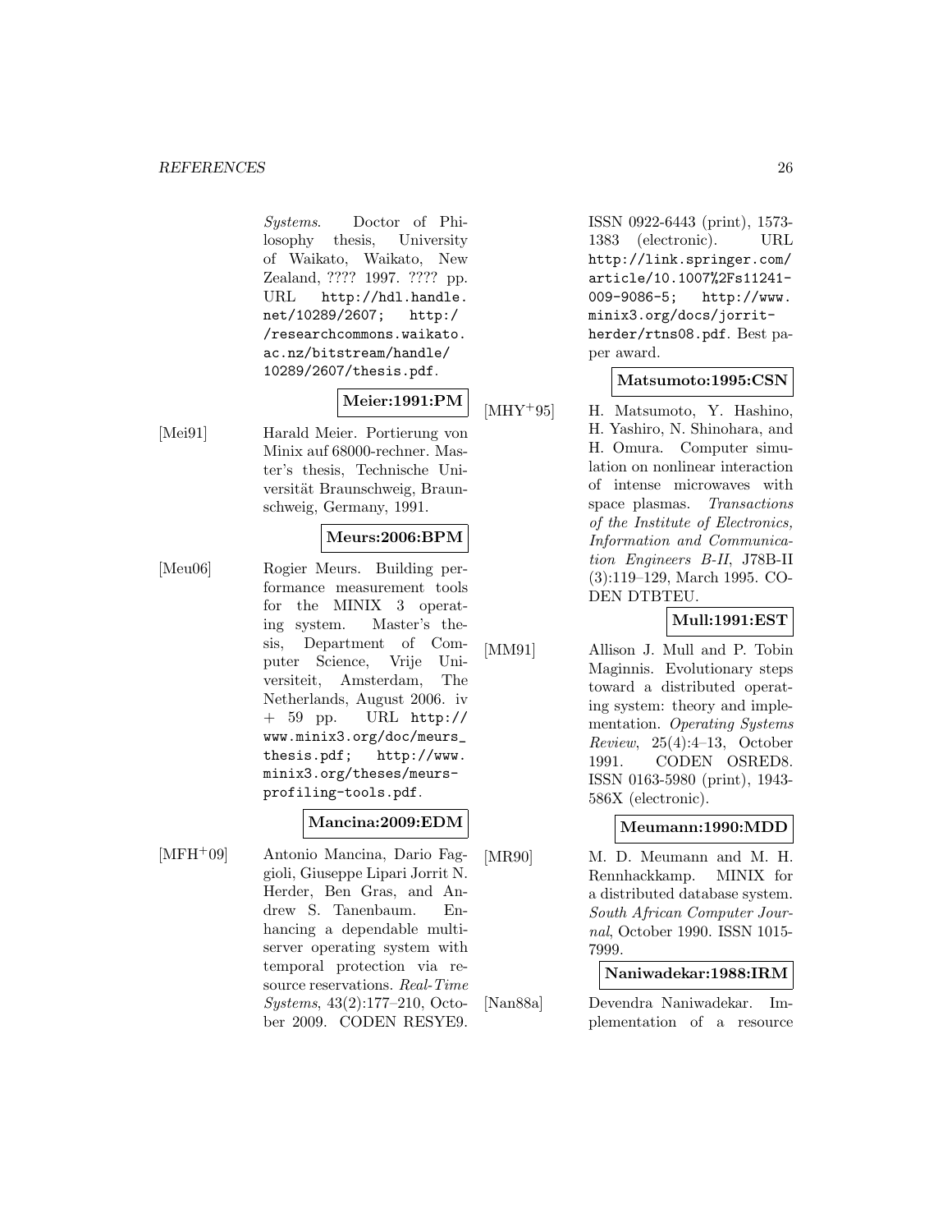*Systems*. Doctor of Philosophy thesis, University of Waikato, Waikato, New Zealand, ???? 1997. ???? pp. URL http://hdl.handle.net/10289/2607; http://researchcommons.waikato.ac.nz/bitstream/handle/10289/2607/thesis.pdf.

**Meier:1991:PM**

[Mei91] Harald Meier. Portierung von Minix auf 68000-rechner. Master's thesis, Technische Universität Braunschweig, Braunschweig, Germany, 1991.

**Meurs:2006:BPM**

[Meu06] Rogier Meurs. Building performance measurement tools for the MINIX 3 operating system. Master's thesis, Department of Computer Science, Vrije Universiteit, Amsterdam, The Netherlands, August 2006. iv + 59 pp. URL http://www.minix3.org/doc/meurs_thesis.pdf; http://www.minix3.org/theses/meurs-profiling-tools.pdf.

**Mancina:2009:EDM**

[MFH$^+$09] Antonio Mancina, Dario Faggioli, Giuseppe Lipari Jorrit N. Herder, Ben Gras, and Andrew S. Tanenbaum. Enhancing a dependable multiserver operating system with temporal protection via resource reservations. *Real-Time Systems*, 43(2):177–210, October 2009. CODEN RESYE9. ISSN 0922-6443 (print), 1573-1383 (electronic). URL http://link.springer.com/article/10.1007%2Fs11241-009-9086-5; http://www.minix3.org/docs/jorrit-herder/rtns08.pdf. Best paper award.

**Matsumoto:1995:CSN**

[MHY$^+$95] H. Matsumoto, Y. Hashino, H. Yashiro, N. Shinohara, and H. Omura. Computer simulation on nonlinear interaction of intense microwaves with space plasmas. *Transactions of the Institute of Electronics, Information and Communication Engineers B-II*, J78B-II (3):119–129, March 1995. CODEN DTBTEU.

**Mull:1991:EST**

[MM91] Allison J. Mull and P. Tobin Maginnis. Evolutionary steps toward a distributed operating system: theory and implementation. *Operating Systems Review*, 25(4):4–13, October 1991. CODEN OSRED8. ISSN 0163-5980 (print), 1943-586X (electronic).

**Meumann:1990:MDD**

[MR90] M. D. Meumann and M. H. Rennhackkamp. MINIX for a distributed database system. *South African Computer Journal*, October 1990. ISSN 1015-7999.

**Naniwadekar:1988:IRM**

[Nan88a] Devendra Naniwadekar. Implementation of a resource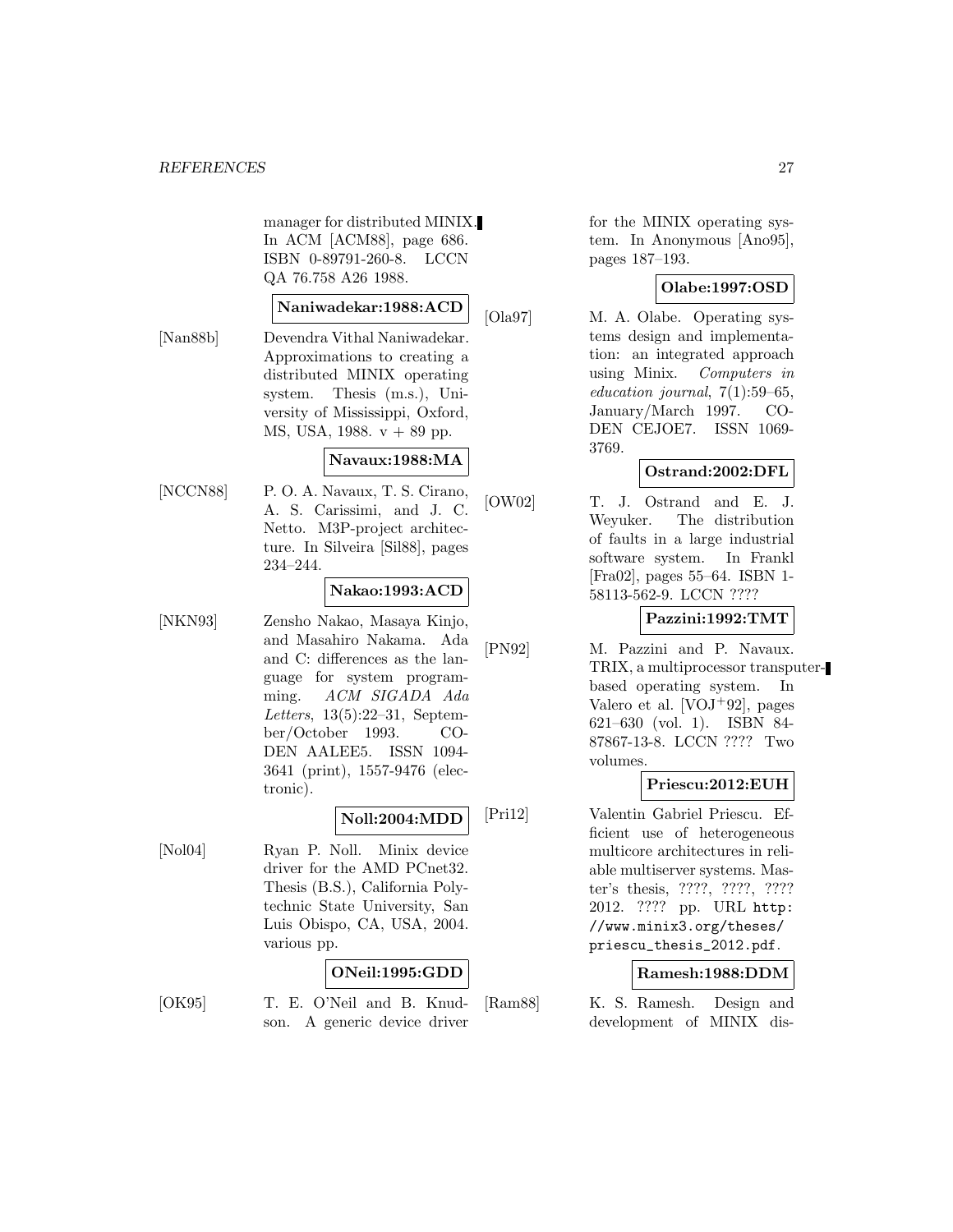manager for distributed MINIX. In ACM [ACM88], page 686. ISBN 0-89791-260-8. LCCN QA 76.758 A26 1988.

**Naniwadekar:1988:ACD**

[Nan88b] Devendra Vithal Naniwadekar. Approximations to creating a distributed MINIX operating system. Thesis (m.s.), University of Mississippi, Oxford, MS, USA, 1988. v + 89 pp.

**Navaux:1988:MA**

[NCCN88] P. O. A. Navaux, T. S. Cirano, A. S. Carissimi, and J. C. Netto. M3P-project architecture. In Silveira [Sil88], pages 234–244.

**Nakao:1993:ACD**

[NKN93] Zensho Nakao, Masaya Kinjo, and Masahiro Nakama. Ada and C: differences as the language for system programming. *ACM SIGADA Ada Letters*, 13(5):22–31, September/October 1993. CODEN AALEE5. ISSN 1094-3641 (print), 1557-9476 (electronic).

**Noll:2004:MDD**

[Nol04] Ryan P. Noll. Minix device driver for the AMD PCnet32. Thesis (B.S.), California Polytechnic State University, San Luis Obispo, CA, USA, 2004. various pp.

**ONeil:1995:GDD**

[OK95] T. E. O'Neil and B. Knudson. A generic device driver for the MINIX operating system. In Anonymous [Ano95], pages 187–193.

**Olabe:1997:OSD**

[Ola97] M. A. Olabe. Operating systems design and implementation: an integrated approach using Minix. *Computers in education journal*, 7(1):59–65, January/March 1997. CODEN CEJOE7. ISSN 1069-3769.

**Ostrand:2002:DFL**

[OW02] T. J. Ostrand and E. J. Weyuker. The distribution of faults in a large industrial software system. In Frankl [Fra02], pages 55–64. ISBN 1-58113-562-9. LCCN ????

**Pazzini:1992:TMT**

[PN92] M. Pazzini and P. Navaux. TRIX, a multiprocessor transputer-based operating system. In Valero et al. [VOJ+92], pages 621–630 (vol. 1). ISBN 84-87867-13-8. LCCN ???? Two volumes.

**Priescu:2012:EUH**

[Pri12] Valentin Gabriel Priescu. Efficient use of heterogeneous multicore architectures in reliable multiserver systems. Master's thesis, ????, ????, ???? 2012. ???? pp. URL http://www.minix3.org/theses/priescu_thesis_2012.pdf.

**Ramesh:1988:DDM**

[Ram88] K. S. Ramesh. Design and development of MINIX dis-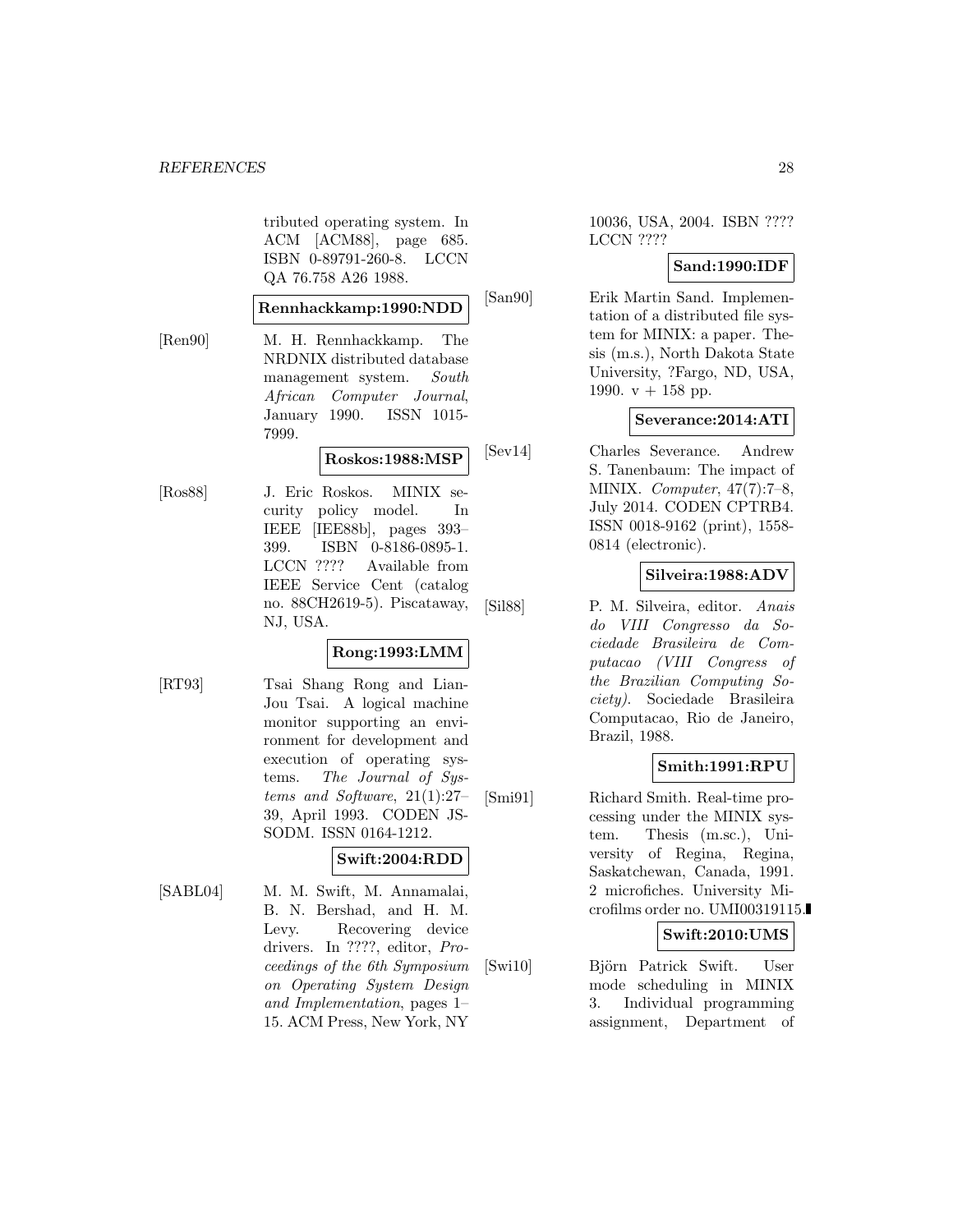tributed operating system. In ACM [ACM88], page 685. ISBN 0-89791-260-8. LCCN QA 76.758 A26 1988.

**Rennhackkamp:1990:NDD**

[Ren90] M. H. Rennhackkamp. The NRDNIX distributed database management system. *South African Computer Journal*, January 1990. ISSN 1015-7999.

**Roskos:1988:MSP**

[Ros88] J. Eric Roskos. MINIX security policy model. In IEEE [IEE88b], pages 393–399. ISBN 0-8186-0895-1. LCCN ???? Available from IEEE Service Cent (catalog no. 88CH2619-5). Piscataway, NJ, USA.

**Rong:1993:LMM**

[RT93] Tsai Shang Rong and Lian-Jou Tsai. A logical machine monitor supporting an environment for development and execution of operating systems. *The Journal of Systems and Software*, 21(1):27–39, April 1993. CODEN JSSODM. ISSN 0164-1212.

**Swift:2004:RDD**

[SABL04] M. M. Swift, M. Annamalai, B. N. Bershad, and H. M. Levy. Recovering device drivers. In ????, editor, *Proceedings of the 6th Symposium on Operating System Design and Implementation*, pages 1–15. ACM Press, New York, NY 10036, USA, 2004. ISBN ???? LCCN ????

**Sand:1990:IDF**

[San90] Erik Martin Sand. Implementation of a distributed file system for MINIX: a paper. Thesis (m.s.), North Dakota State University, ?Fargo, ND, USA, 1990. v + 158 pp.

**Severance:2014:ATI**

[Sev14] Charles Severance. Andrew S. Tanenbaum: The impact of MINIX. *Computer*, 47(7):7–8, July 2014. CODEN CPTRB4. ISSN 0018-9162 (print), 1558-0814 (electronic).

**Silveira:1988:ADV**

[Sil88] P. M. Silveira, editor. *Anais do VIII Congresso da Sociedade Brasileira de Computacao (VIII Congress of the Brazilian Computing Society)*. Sociedade Brasileira Computacao, Rio de Janeiro, Brazil, 1988.

**Smith:1991:RPU**

[Smi91] Richard Smith. Real-time processing under the MINIX system. Thesis (m.sc.), University of Regina, Regina, Saskatchewan, Canada, 1991. 2 microfiches. University Microfilms order no. UMI00319115.

**Swift:2010:UMS**

[Swi10] Björn Patrick Swift. User mode scheduling in MINIX 3. Individual programming assignment, Department of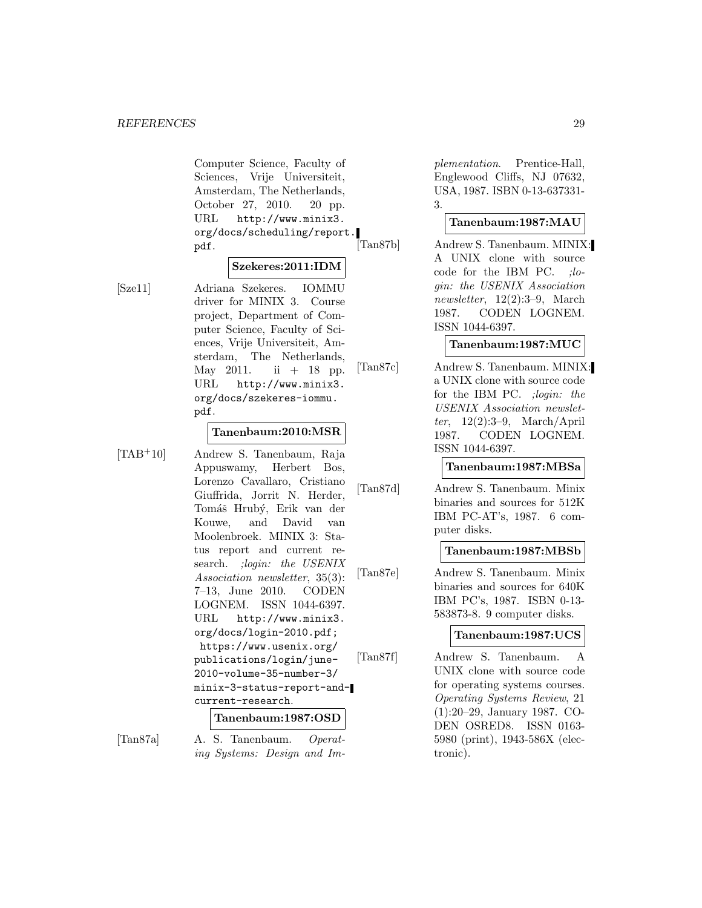Computer Science, Faculty of Sciences, Vrije Universiteit, Amsterdam, The Netherlands, October 27, 2010. 20 pp. URL http://www.minix3.org/docs/scheduling/report.pdf.

**Szekeres:2011:IDM**

[Sze11] Adriana Szekeres. IOMMU driver for MINIX 3. Course project, Department of Computer Science, Faculty of Sciences, Vrije Universiteit, Amsterdam, The Netherlands, May 2011. ii + 18 pp. URL http://www.minix3.org/docs/szekeres-iommu.pdf.

**Tanenbaum:2010:MSR**

[TAB[+]10] Andrew S. Tanenbaum, Raja Appuswamy, Herbert Bos, Lorenzo Cavallaro, Cristiano Giuffrida, Jorrit N. Herder, Tomáš Hrubý, Erik van der Kouwe, and David van Moolenbroek. MINIX 3: Status report and current research. *;login: the USENIX Association newsletter*, 35(3): 7–13, June 2010. CODEN LOGNEM. ISSN 1044-6397. URL http://www.minix3.org/docs/login-2010.pdf; https://www.usenix.org/publications/login/june-2010-volume-35-number-3/minix-3-status-report-and-current-research.

**Tanenbaum:1987:OSD**

[Tan87a] A. S. Tanenbaum. *Operating Systems: Design and Implementation*. Prentice-Hall, Englewood Cliffs, NJ 07632, USA, 1987. ISBN 0-13-637331-3.

**Tanenbaum:1987:MAU**

[Tan87b] Andrew S. Tanenbaum. MINIX: A UNIX clone with source code for the IBM PC. *;login: the USENIX Association newsletter*, 12(2):3–9, March 1987. CODEN LOGNEM. ISSN 1044-6397.

**Tanenbaum:1987:MUC**

[Tan87c] Andrew S. Tanenbaum. MINIX: a UNIX clone with source code for the IBM PC. *;login: the USENIX Association newsletter*, 12(2):3–9, March/April 1987. CODEN LOGNEM. ISSN 1044-6397.

**Tanenbaum:1987:MBSa**

[Tan87d] Andrew S. Tanenbaum. Minix binaries and sources for 512K IBM PC-AT's, 1987. 6 computer disks.

**Tanenbaum:1987:MBSb**

[Tan87e] Andrew S. Tanenbaum. Minix binaries and sources for 640K IBM PC's, 1987. ISBN 0-13-583873-8. 9 computer disks.

**Tanenbaum:1987:UCS**

[Tan87f] Andrew S. Tanenbaum. A UNIX clone with source code for operating systems courses. *Operating Systems Review*, 21 (1):20–29, January 1987. CODEN OSRED8. ISSN 0163-5980 (print), 1943-586X (electronic).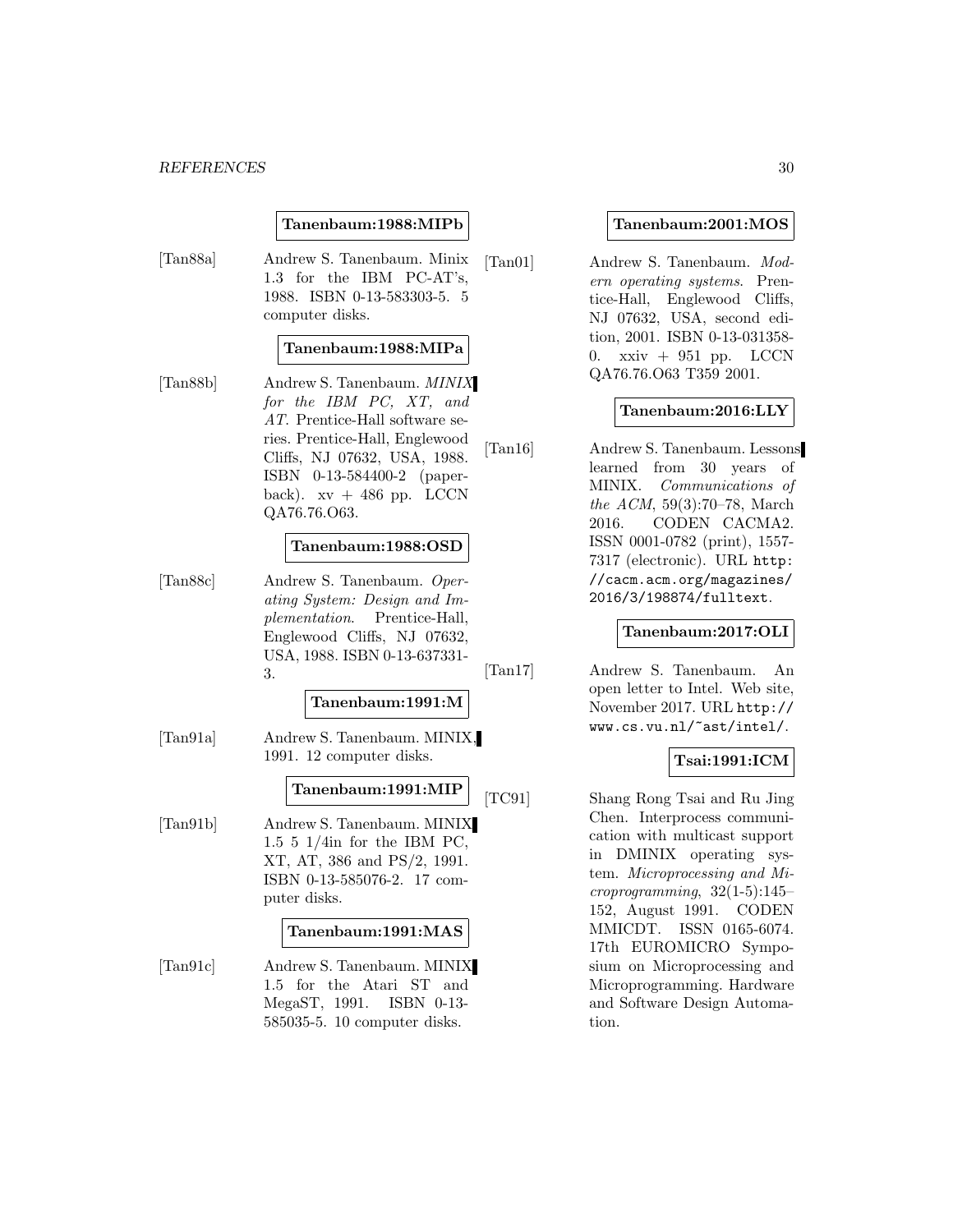**Tanenbaum:1988:MIPb**

[Tan88a] Andrew S. Tanenbaum. Minix 1.3 for the IBM PC-AT's, 1988. ISBN 0-13-583303-5. 5 computer disks.

**Tanenbaum:1988:MIPa**

[Tan88b] Andrew S. Tanenbaum. *MINIX for the IBM PC, XT, and AT*. Prentice-Hall software series. Prentice-Hall, Englewood Cliffs, NJ 07632, USA, 1988. ISBN 0-13-584400-2 (paperback). xv + 486 pp. LCCN QA76.76.O63.

**Tanenbaum:1988:OSD**

[Tan88c] Andrew S. Tanenbaum. *Operating System: Design and Implementation*. Prentice-Hall, Englewood Cliffs, NJ 07632, USA, 1988. ISBN 0-13-637331-3.

**Tanenbaum:1991:M**

[Tan91a] Andrew S. Tanenbaum. MINIX, 1991. 12 computer disks.

**Tanenbaum:1991:MIP**

[Tan91b] Andrew S. Tanenbaum. MINIX 1.5 5 1/4in for the IBM PC, XT, AT, 386 and PS/2, 1991. ISBN 0-13-585076-2. 17 computer disks.

**Tanenbaum:1991:MAS**

[Tan91c] Andrew S. Tanenbaum. MINIX 1.5 for the Atari ST and MegaST, 1991. ISBN 0-13-585035-5. 10 computer disks.

**Tanenbaum:2001:MOS**

[Tan01] Andrew S. Tanenbaum. *Modern operating systems*. Prentice-Hall, Englewood Cliffs, NJ 07632, USA, second edition, 2001. ISBN 0-13-031358-0. xxiv + 951 pp. LCCN QA76.76.O63 T359 2001.

**Tanenbaum:2016:LLY**

[Tan16] Andrew S. Tanenbaum. Lessons learned from 30 years of MINIX. *Communications of the ACM*, 59(3):70–78, March 2016. CODEN CACMA2. ISSN 0001-0782 (print), 1557-7317 (electronic). URL http://cacm.acm.org/magazines/2016/3/198874/fulltext.

**Tanenbaum:2017:OLI**

[Tan17] Andrew S. Tanenbaum. An open letter to Intel. Web site, November 2017. URL http://www.cs.vu.nl/~ast/intel/.

**Tsai:1991:ICM**

[TC91] Shang Rong Tsai and Ru Jing Chen. Interprocess communication with multicast support in DMINIX operating system. *Microprocessing and Microprogramming*, 32(1-5):145–152, August 1991. CODEN MMICDT. ISSN 0165-6074. 17th EUROMICRO Symposium on Microprocessing and Microprogramming. Hardware and Software Design Automation.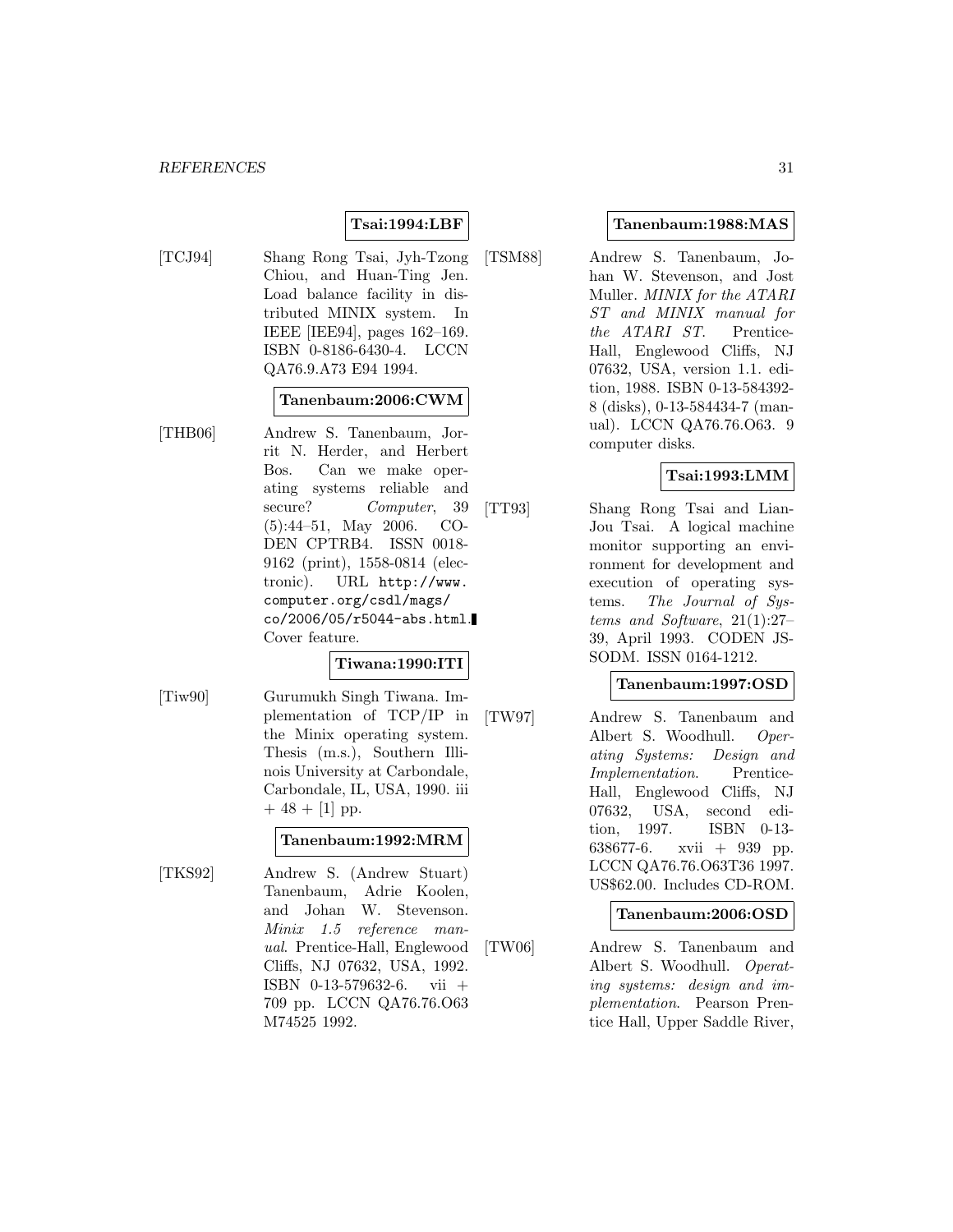**Tsai:1994:LBF**

[TCJ94] Shang Rong Tsai, Jyh-Tzong Chiou, and Huan-Ting Jen. Load balance facility in distributed MINIX system. In IEEE [IEE94], pages 162–169. ISBN 0-8186-6430-4. LCCN QA76.9.A73 E94 1994.

**Tanenbaum:2006:CWM**

[THB06] Andrew S. Tanenbaum, Jorrit N. Herder, and Herbert Bos. Can we make operating systems reliable and secure? *Computer*, 39 (5):44–51, May 2006. CODEN CPTRB4. ISSN 0018-9162 (print), 1558-0814 (electronic). URL `http://www.computer.org/csdl/mags/co/2006/05/r5044-abs.html`. Cover feature.

**Tiwana:1990:ITI**

[Tiw90] Gurumukh Singh Tiwana. Implementation of TCP/IP in the Minix operating system. Thesis (m.s.), Southern Illinois University at Carbondale, Carbondale, IL, USA, 1990. iii + 48 + [1] pp.

**Tanenbaum:1992:MRM**

[TKS92] Andrew S. (Andrew Stuart) Tanenbaum, Adrie Koolen, and Johan W. Stevenson. *Minix 1.5 reference manual*. Prentice-Hall, Englewood Cliffs, NJ 07632, USA, 1992. ISBN 0-13-579632-6. vii + 709 pp. LCCN QA76.76.O63 M74525 1992.

**Tanenbaum:1988:MAS**

[TSM88] Andrew S. Tanenbaum, Johan W. Stevenson, and Jost Muller. *MINIX for the ATARI ST and MINIX manual for the ATARI ST*. Prentice-Hall, Englewood Cliffs, NJ 07632, USA, version 1.1. edition, 1988. ISBN 0-13-584392-8 (disks), 0-13-584434-7 (manual). LCCN QA76.76.O63. 9 computer disks.

**Tsai:1993:LMM**

[TT93] Shang Rong Tsai and Lian-Jou Tsai. A logical machine monitor supporting an environment for development and execution of operating systems. *The Journal of Systems and Software*, 21(1):27–39, April 1993. CODEN JSSODM. ISSN 0164-1212.

**Tanenbaum:1997:OSD**

[TW97] Andrew S. Tanenbaum and Albert S. Woodhull. *Operating Systems: Design and Implementation*. Prentice-Hall, Englewood Cliffs, NJ 07632, USA, second edition, 1997. ISBN 0-13-638677-6. xvii + 939 pp. LCCN QA76.76.O63T36 1997. US$62.00. Includes CD-ROM.

**Tanenbaum:2006:OSD**

[TW06] Andrew S. Tanenbaum and Albert S. Woodhull. *Operating systems: design and implementation*. Pearson Prentice Hall, Upper Saddle River,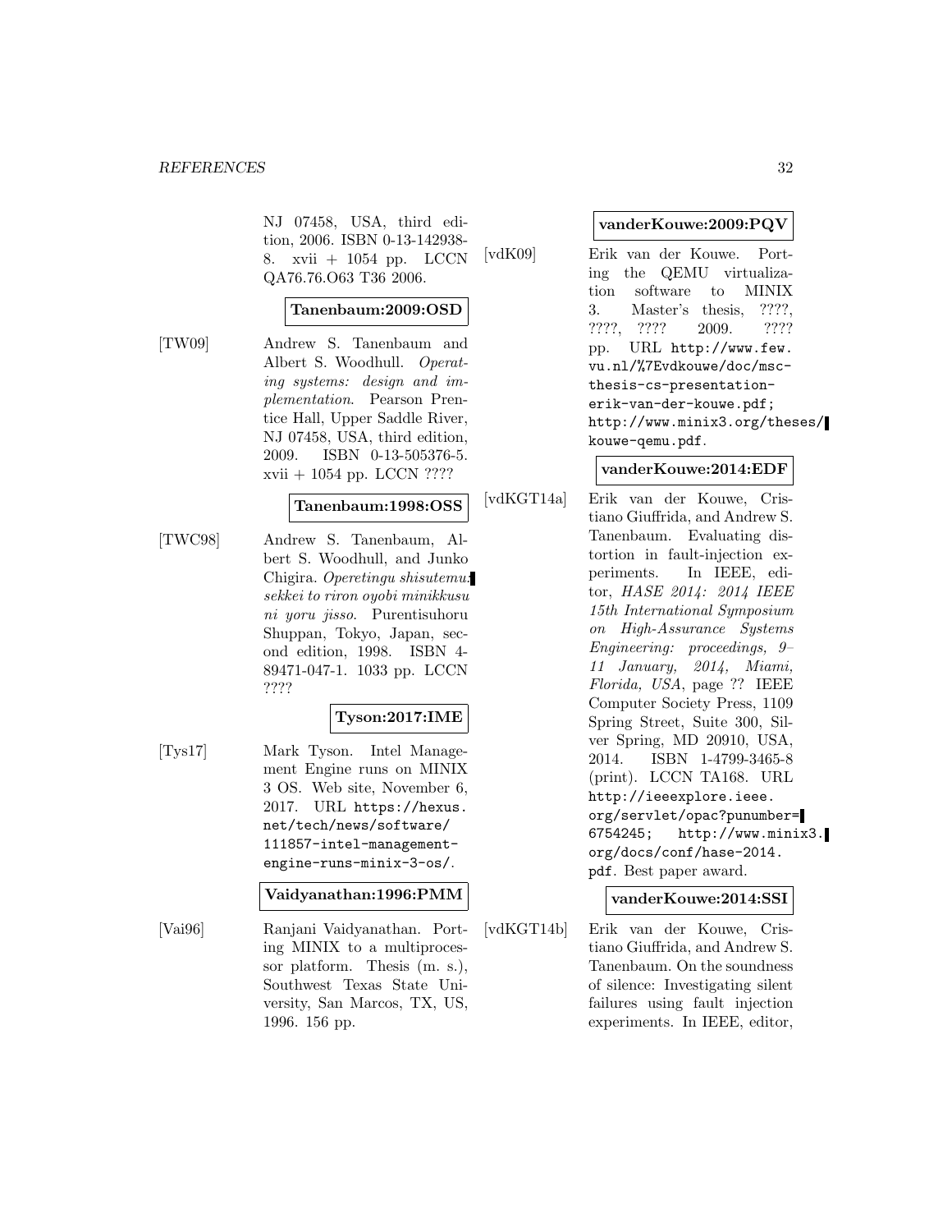NJ 07458, USA, third edition, 2006. ISBN 0-13-142938-8. xvii + 1054 pp. LCCN QA76.76.O63 T36 2006.

**Tanenbaum:2009:OSD**

[TW09] Andrew S. Tanenbaum and Albert S. Woodhull. *Operating systems: design and implementation*. Pearson Prentice Hall, Upper Saddle River, NJ 07458, USA, third edition, 2009. ISBN 0-13-505376-5. xvii + 1054 pp. LCCN ????

**Tanenbaum:1998:OSS**

[TWC98] Andrew S. Tanenbaum, Albert S. Woodhull, and Junko Chigira. *Operetingu shisutemu: sekkei to riron oyobi minikkusu ni yoru jisso*. Purentisuhoru Shuppan, Tokyo, Japan, second edition, 1998. ISBN 4-89471-047-1. 1033 pp. LCCN ????

**Tyson:2017:IME**

[Tys17] Mark Tyson. Intel Management Engine runs on MINIX 3 OS. Web site, November 6, 2017. URL https://hexus.net/tech/news/software/111857-intel-management-engine-runs-minix-3-os/.

**Vaidyanathan:1996:PMM**

[Vai96] Ranjani Vaidyanathan. Porting MINIX to a multiprocessor platform. Thesis (m. s.), Southwest Texas State University, San Marcos, TX, US, 1996. 156 pp.

**vanderKouwe:2009:PQV**

[vdK09] Erik van der Kouwe. Porting the QEMU virtualization software to MINIX 3. Master's thesis, ????, ????, ???? 2009. ???? pp. URL http://www.few.vu.nl/%7Evdkouwe/doc/msc-thesis-cs-presentation-erik-van-der-kouwe.pdf; http://www.minix3.org/theses/kouwe-qemu.pdf.

**vanderKouwe:2014:EDF**

[vdKGT14a] Erik van der Kouwe, Cristiano Giuffrida, and Andrew S. Tanenbaum. Evaluating distortion in fault-injection experiments. In IEEE, editor, *HASE 2014: 2014 IEEE 15th International Symposium on High-Assurance Systems Engineering: proceedings, 9–11 January, 2014, Miami, Florida, USA*, page ?? IEEE Computer Society Press, 1109 Spring Street, Suite 300, Silver Spring, MD 20910, USA, 2014. ISBN 1-4799-3465-8 (print). LCCN TA168. URL http://ieeexplore.ieee.org/servlet/opac?punumber=6754245; http://www.minix3.org/docs/conf/hase-2014.pdf. Best paper award.

**vanderKouwe:2014:SSI**

[vdKGT14b] Erik van der Kouwe, Cristiano Giuffrida, and Andrew S. Tanenbaum. On the soundness of silence: Investigating silent failures using fault injection experiments. In IEEE, editor,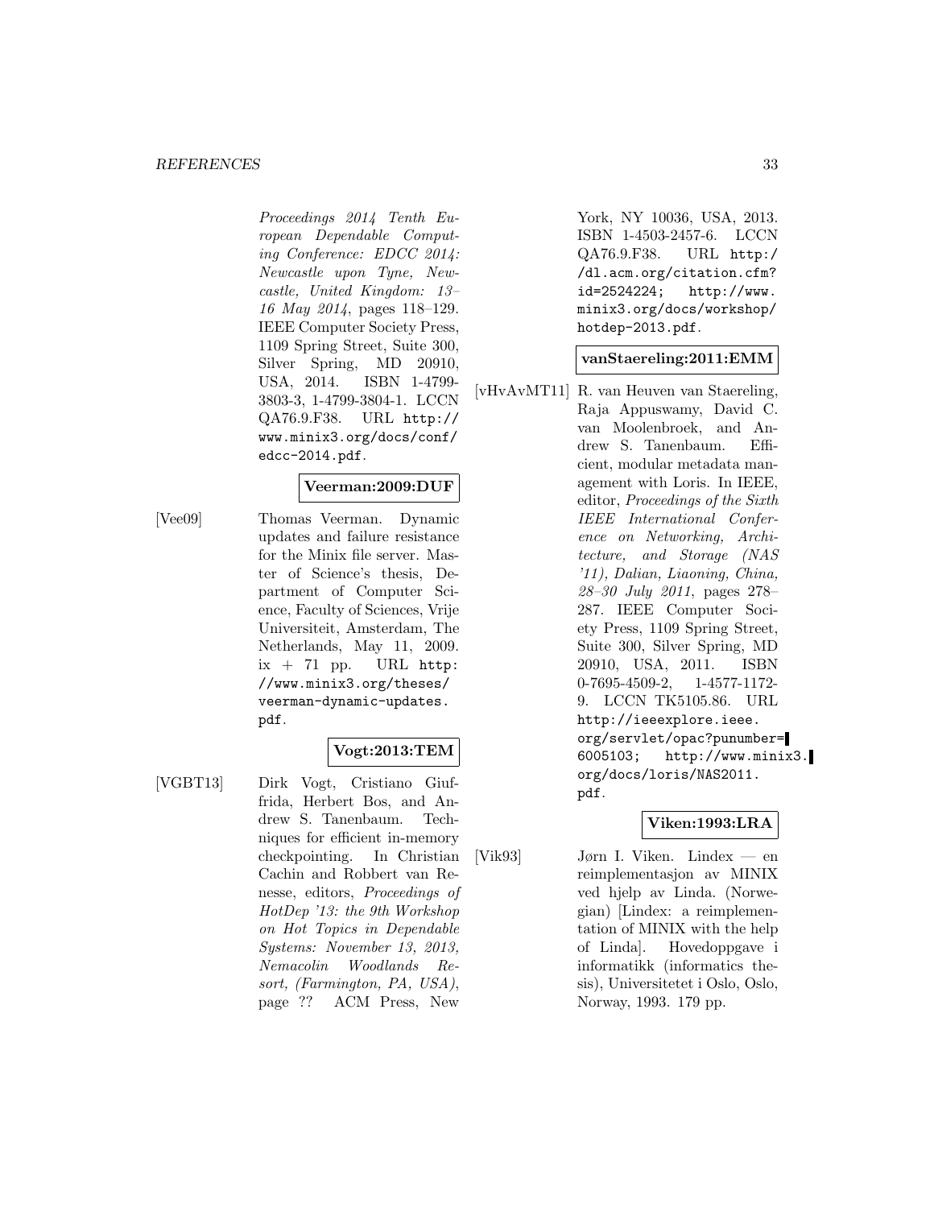*Proceedings 2014 Tenth European Dependable Computing Conference: EDCC 2014: Newcastle upon Tyne, Newcastle, United Kingdom: 13–16 May 2014*, pages 118–129. IEEE Computer Society Press, 1109 Spring Street, Suite 300, Silver Spring, MD 20910, USA, 2014. ISBN 1-4799-3803-3, 1-4799-3804-1. LCCN QA76.9.F38. URL `http://www.minix3.org/docs/conf/edcc-2014.pdf`.

**Veerman:2009:DUF**

[Vee09] Thomas Veerman. Dynamic updates and failure resistance for the Minix file server. Master of Science's thesis, Department of Computer Science, Faculty of Sciences, Vrije Universiteit, Amsterdam, The Netherlands, May 11, 2009. ix + 71 pp. URL `http://www.minix3.org/theses/veerman-dynamic-updates.pdf`.

**Vogt:2013:TEM**

[VGBT13] Dirk Vogt, Cristiano Giuffrida, Herbert Bos, and Andrew S. Tanenbaum. Techniques for efficient in-memory checkpointing. In Christian Cachin and Robbert van Renesse, editors, *Proceedings of HotDep '13: the 9th Workshop on Hot Topics in Dependable Systems: November 13, 2013, Nemacolin Woodlands Resort, (Farmington, PA, USA)*, page ?? ACM Press, New York, NY 10036, USA, 2013. ISBN 1-4503-2457-6. LCCN QA76.9.F38. URL `http://dl.acm.org/citation.cfm?id=2524224`; `http://www.minix3.org/docs/workshop/hotdep-2013.pdf`.

**vanStaereling:2011:EMM**

[vHvAvMT11] R. van Heuven van Staereling, Raja Appuswamy, David C. van Moolenbroek, and Andrew S. Tanenbaum. Efficient, modular metadata management with Loris. In IEEE, editor, *Proceedings of the Sixth IEEE International Conference on Networking, Architecture, and Storage (NAS '11), Dalian, Liaoning, China, 28–30 July 2011*, pages 278–287. IEEE Computer Society Press, 1109 Spring Street, Suite 300, Silver Spring, MD 20910, USA, 2011. ISBN 0-7695-4509-2, 1-4577-1172-9. LCCN TK5105.86. URL `http://ieeexplore.ieee.org/servlet/opac?punumber=6005103`; `http://www.minix3.org/docs/loris/NAS2011.pdf`.

**Viken:1993:LRA**

[Vik93] Jørn I. Viken. Lindex — en reimplementasjon av MINIX ved hjelp av Linda. (Norwegian) [Lindex: a reimplementation of MINIX with the help of Linda]. Hovedoppgave i informatikk (informatics thesis), Universitetet i Oslo, Oslo, Norway, 1993. 179 pp.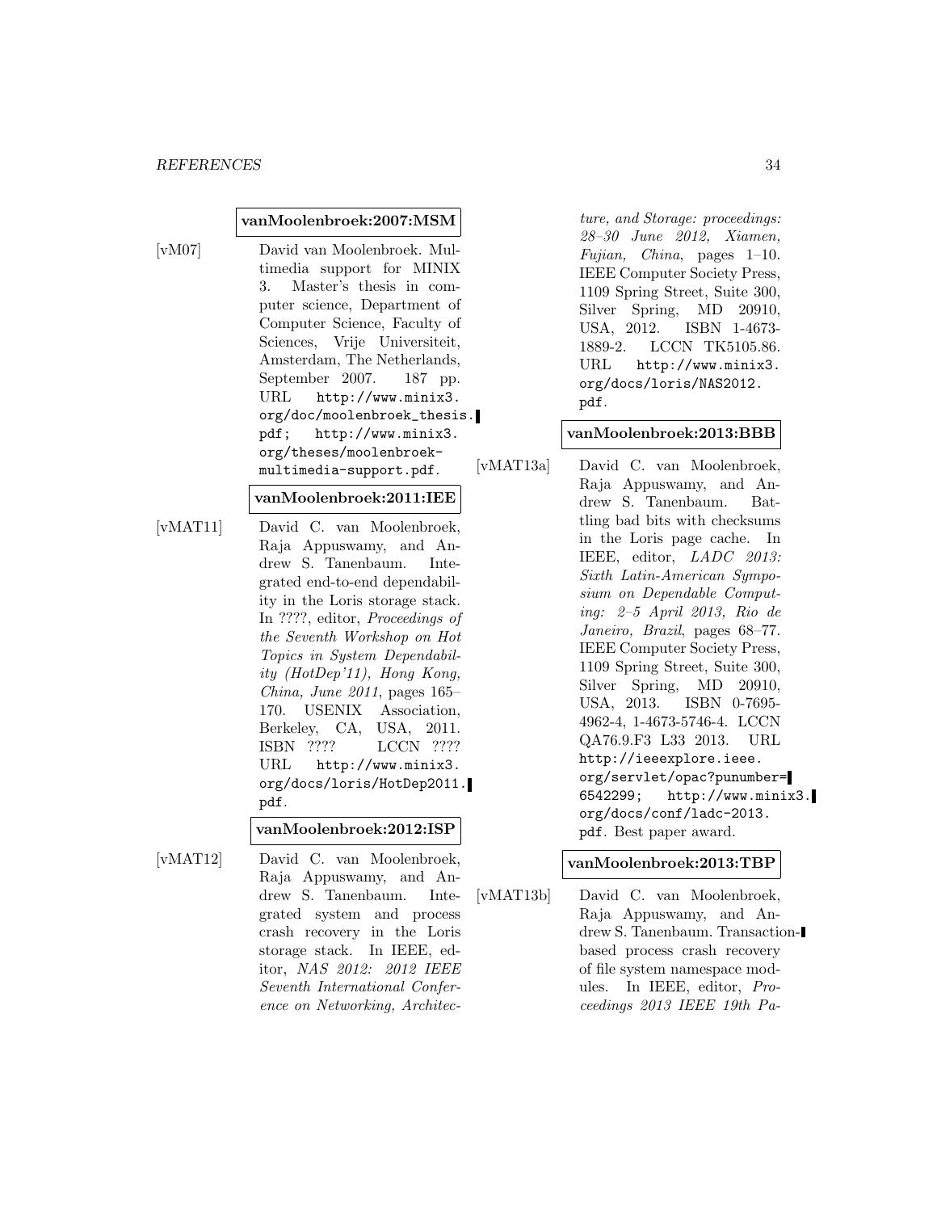**vanMoolenbroek:2007:MSM**

[vM07] David van Moolenbroek. Multimedia support for MINIX 3. Master's thesis in computer science, Department of Computer Science, Faculty of Sciences, Vrije Universiteit, Amsterdam, The Netherlands, September 2007. 187 pp. URL `http://www.minix3.org/doc/moolenbroek_thesis.pdf`; `http://www.minix3.org/theses/moolenbroek-multimedia-support.pdf`.

**vanMoolenbroek:2011:IEE**

[vMAT11] David C. van Moolenbroek, Raja Appuswamy, and Andrew S. Tanenbaum. Integrated end-to-end dependability in the Loris storage stack. In ????, editor, *Proceedings of the Seventh Workshop on Hot Topics in System Dependability (HotDep'11), Hong Kong, China, June 2011*, pages 165–170. USENIX Association, Berkeley, CA, USA, 2011. ISBN ???? LCCN ???? URL `http://www.minix3.org/docs/loris/HotDep2011.pdf`.

**vanMoolenbroek:2012:ISP**

[vMAT12] David C. van Moolenbroek, Raja Appuswamy, and Andrew S. Tanenbaum. Integrated system and process crash recovery in the Loris storage stack. In IEEE, editor, *NAS 2012: 2012 IEEE Seventh International Conference on Networking, Architecture, and Storage: proceedings: 28–30 June 2012, Xiamen, Fujian, China*, pages 1–10. IEEE Computer Society Press, 1109 Spring Street, Suite 300, Silver Spring, MD 20910, USA, 2012. ISBN 1-4673-1889-2. LCCN TK5105.86. URL `http://www.minix3.org/docs/loris/NAS2012.pdf`.

**vanMoolenbroek:2013:BBB**

[vMAT13a] David C. van Moolenbroek, Raja Appuswamy, and Andrew S. Tanenbaum. Battling bad bits with checksums in the Loris page cache. In IEEE, editor, *LADC 2013: Sixth Latin-American Symposium on Dependable Computing: 2–5 April 2013, Rio de Janeiro, Brazil*, pages 68–77. IEEE Computer Society Press, 1109 Spring Street, Suite 300, Silver Spring, MD 20910, USA, 2013. ISBN 0-7695-4962-4, 1-4673-5746-4. LCCN QA76.9.F3 L33 2013. URL `http://ieeexplore.ieee.org/servlet/opac?punumber=6542299`; `http://www.minix3.org/docs/conf/ladc-2013.pdf`. Best paper award.

**vanMoolenbroek:2013:TBP**

[vMAT13b] David C. van Moolenbroek, Raja Appuswamy, and Andrew S. Tanenbaum. Transaction-based process crash recovery of file system namespace modules. In IEEE, editor, *Proceedings 2013 IEEE 19th Pa-*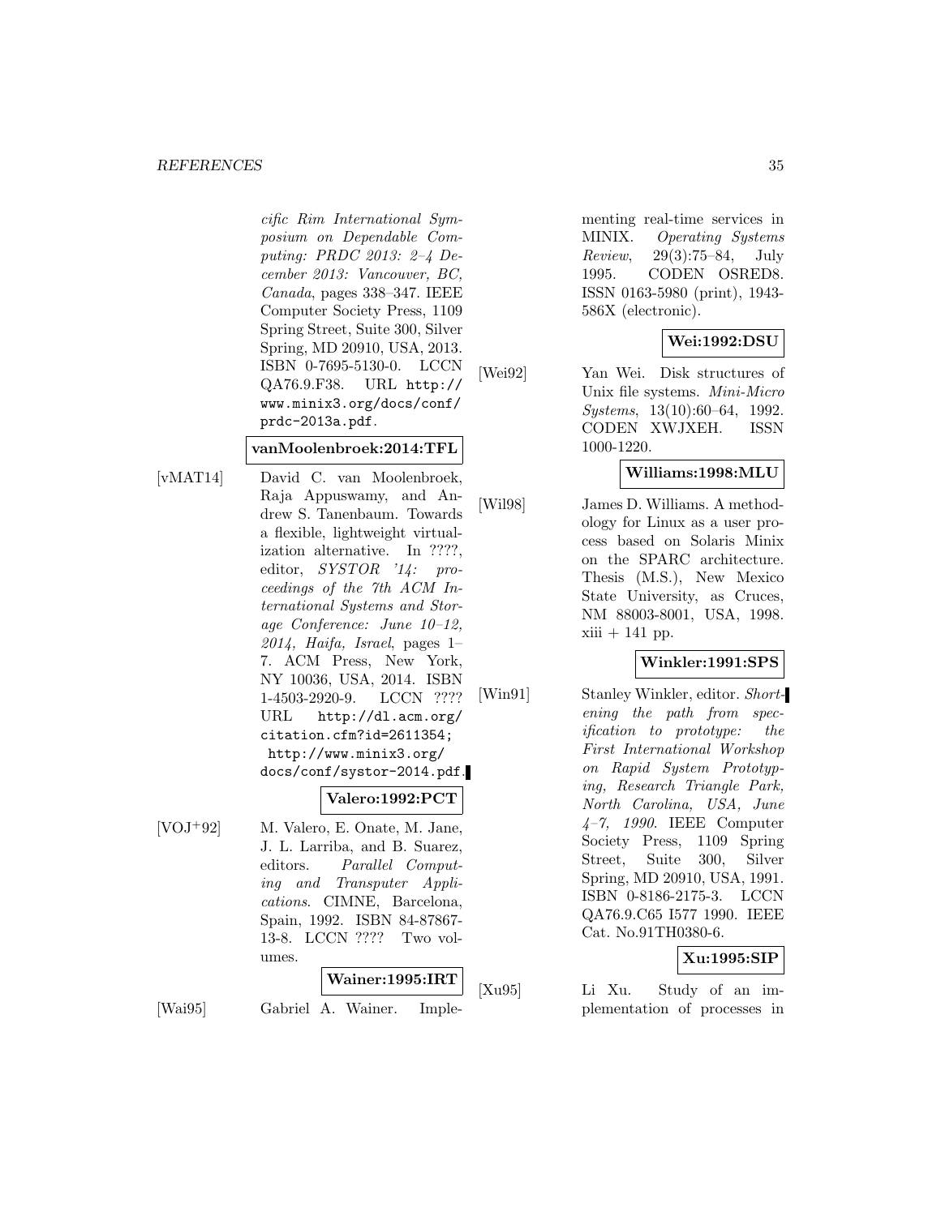*cific Rim International Symposium on Dependable Computing: PRDC 2013: 2–4 December 2013: Vancouver, BC, Canada*, pages 338–347. IEEE Computer Society Press, 1109 Spring Street, Suite 300, Silver Spring, MD 20910, USA, 2013. ISBN 0-7695-5130-0. LCCN QA76.9.F38. URL `http://www.minix3.org/docs/conf/prdc-2013a.pdf`.

**vanMoolenbroek:2014:TFL**

[vMAT14] David C. van Moolenbroek, Raja Appuswamy, and Andrew S. Tanenbaum. Towards a flexible, lightweight virtualization alternative. In ????, editor, *SYSTOR '14: proceedings of the 7th ACM International Systems and Storage Conference: June 10–12, 2014, Haifa, Israel*, pages 1–7. ACM Press, New York, NY 10036, USA, 2014. ISBN 1-4503-2920-9. LCCN ???? URL `http://dl.acm.org/citation.cfm?id=2611354; http://www.minix3.org/docs/conf/systor-2014.pdf`.

**Valero:1992:PCT**

[VOJ+92] M. Valero, E. Onate, M. Jane, J. L. Larriba, and B. Suarez, editors. *Parallel Computing and Transputer Applications*. CIMNE, Barcelona, Spain, 1992. ISBN 84-87867-13-8. LCCN ???? Two volumes.

**Wainer:1995:IRT**

[Wai95] Gabriel A. Wainer. Implementing real-time services in MINIX. *Operating Systems Review*, 29(3):75–84, July 1995. CODEN OSRED8. ISSN 0163-5980 (print), 1943-586X (electronic).

**Wei:1992:DSU**

[Wei92] Yan Wei. Disk structures of Unix file systems. *Mini-Micro Systems*, 13(10):60–64, 1992. CODEN XWJXEH. ISSN 1000-1220.

**Williams:1998:MLU**

[Wil98] James D. Williams. A methodology for Linux as a user process based on Solaris Minix on the SPARC architecture. Thesis (M.S.), New Mexico State University, as Cruces, NM 88003-8001, USA, 1998. xiii + 141 pp.

**Winkler:1991:SPS**

[Win91] Stanley Winkler, editor. *Shortening the path from specification to prototype: the First International Workshop on Rapid System Prototyping, Research Triangle Park, North Carolina, USA, June 4–7, 1990*. IEEE Computer Society Press, 1109 Spring Street, Suite 300, Silver Spring, MD 20910, USA, 1991. ISBN 0-8186-2175-3. LCCN QA76.9.C65 I577 1990. IEEE Cat. No.91TH0380-6.

**Xu:1995:SIP**

[Xu95] Li Xu. Study of an implementation of processes in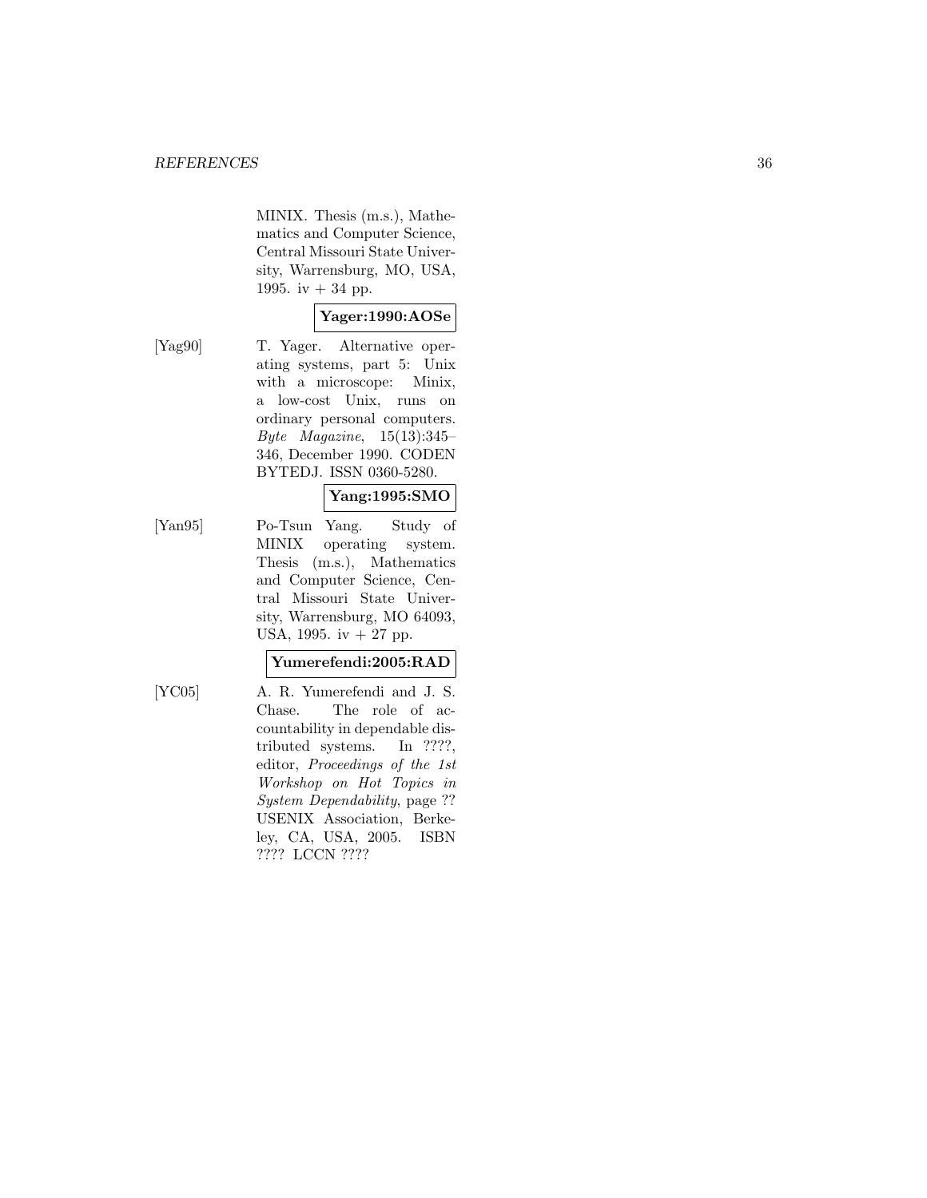MINIX. Thesis (m.s.), Mathematics and Computer Science, Central Missouri State University, Warrensburg, MO, USA, 1995. iv + 34 pp.

**Yager:1990:AOSe**

[Yag90] T. Yager. Alternative operating systems, part 5: Unix with a microscope: Minix, a low-cost Unix, runs on ordinary personal computers. *Byte Magazine*, 15(13):345–346, December 1990. CODEN BYTEDJ. ISSN 0360-5280.

**Yang:1995:SMO**

[Yan95] Po-Tsun Yang. Study of MINIX operating system. Thesis (m.s.), Mathematics and Computer Science, Central Missouri State University, Warrensburg, MO 64093, USA, 1995. iv + 27 pp.

**Yumerefendi:2005:RAD**

[YC05] A. R. Yumerefendi and J. S. Chase. The role of accountability in dependable distributed systems. In ????, editor, *Proceedings of the 1st Workshop on Hot Topics in System Dependability*, page ?? USENIX Association, Berkeley, CA, USA, 2005. ISBN ???? LCCN ????